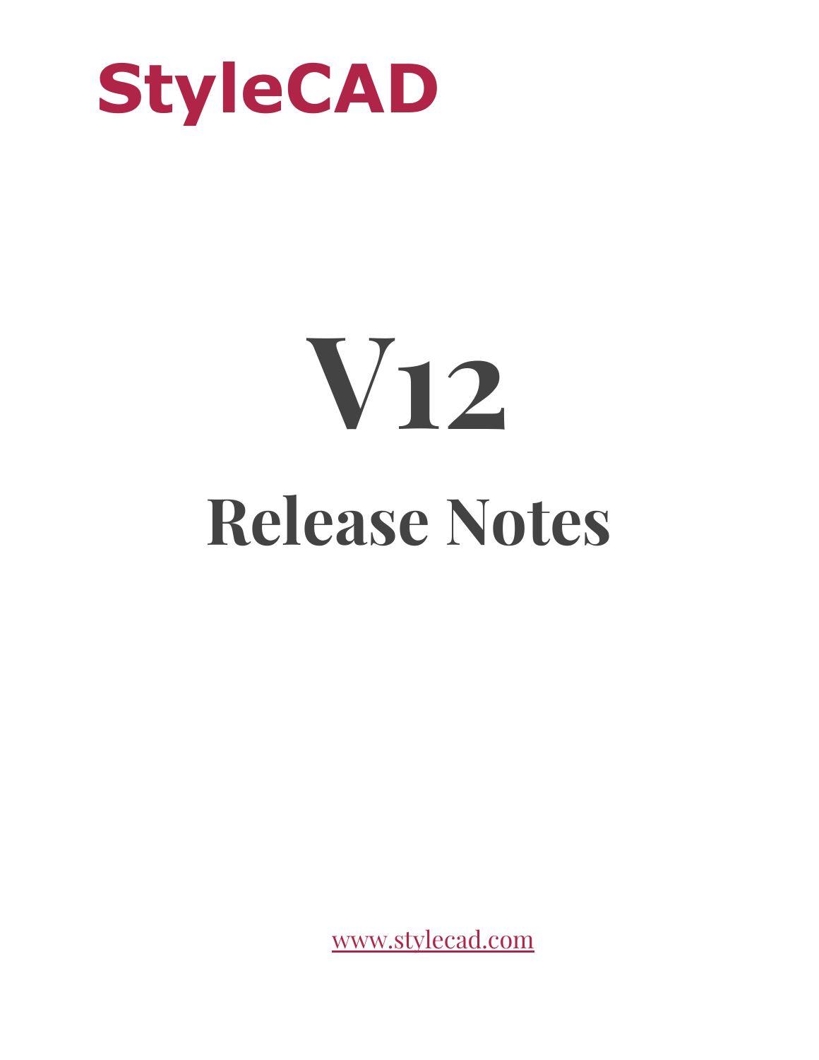# StyleCAD

# V12

# Release Notes

www.stylecad.com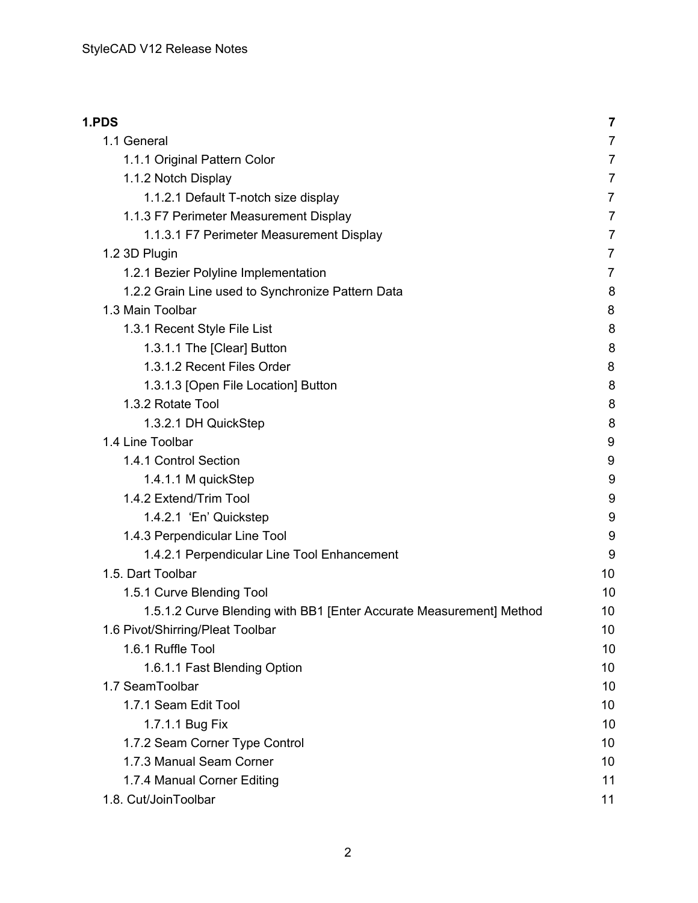| | |
|---|---|
| **1.PDS** | **7** |
| 1.1 General | 7 |
| 1.1.1 Original Pattern Color | 7 |
| 1.1.2 Notch Display | 7 |
| 1.1.2.1 Default T-notch size display | 7 |
| 1.1.3 F7 Perimeter Measurement Display | 7 |
| 1.1.3.1 F7 Perimeter Measurement Display | 7 |
| 1.2 3D Plugin | 7 |
| 1.2.1 Bezier Polyline Implementation | 7 |
| 1.2.2 Grain Line used to Synchronize Pattern Data | 8 |
| 1.3 Main Toolbar | 8 |
| 1.3.1 Recent Style File List | 8 |
| 1.3.1.1 The [Clear] Button | 8 |
| 1.3.1.2 Recent Files Order | 8 |
| 1.3.1.3 [Open File Location] Button | 8 |
| 1.3.2 Rotate Tool | 8 |
| 1.3.2.1 DH QuickStep | 8 |
| 1.4 Line Toolbar | 9 |
| 1.4.1 Control Section | 9 |
| 1.4.1.1 M quickStep | 9 |
| 1.4.2 Extend/Trim Tool | 9 |
| 1.4.2.1 'En' Quickstep | 9 |
| 1.4.3 Perpendicular Line Tool | 9 |
| 1.4.2.1 Perpendicular Line Tool Enhancement | 9 |
| 1.5. Dart Toolbar | 10 |
| 1.5.1 Curve Blending Tool | 10 |
| 1.5.1.2 Curve Blending with BB1 [Enter Accurate Measurement] Method | 10 |
| 1.6 Pivot/Shirring/Pleat Toolbar | 10 |
| 1.6.1 Ruffle Tool | 10 |
| 1.6.1.1 Fast Blending Option | 10 |
| 1.7 SeamToolbar | 10 |
| 1.7.1 Seam Edit Tool | 10 |
| 1.7.1.1 Bug Fix | 10 |
| 1.7.2 Seam Corner Type Control | 10 |
| 1.7.3 Manual Seam Corner | 10 |
| 1.7.4 Manual Corner Editing | 11 |
| 1.8. Cut/JoinToolbar | 11 |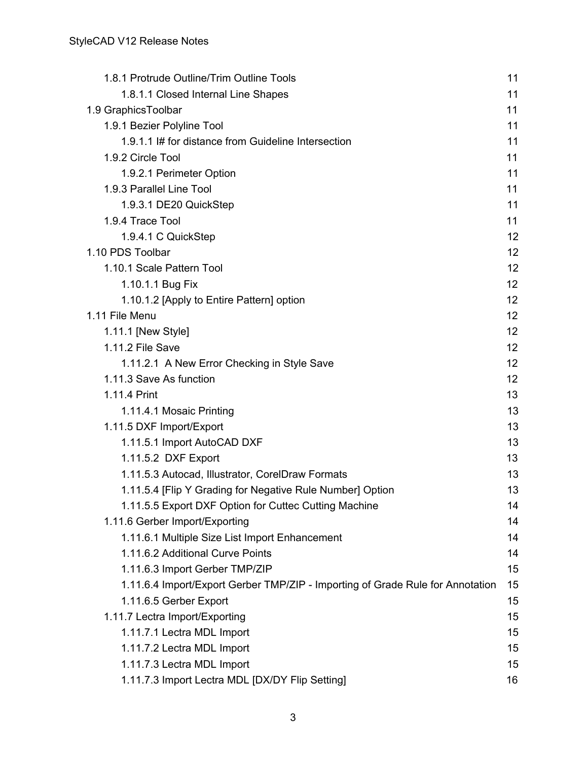| | |
|---|---|
| 1.8.1 Protrude Outline/Trim Outline Tools | 11 |
| 1.8.1.1 Closed Internal Line Shapes | 11 |
| 1.9 GraphicsToolbar | 11 |
| 1.9.1 Bezier Polyline Tool | 11 |
| 1.9.1.1 I# for distance from Guideline Intersection | 11 |
| 1.9.2 Circle Tool | 11 |
| 1.9.2.1 Perimeter Option | 11 |
| 1.9.3 Parallel Line Tool | 11 |
| 1.9.3.1 DE20 QuickStep | 11 |
| 1.9.4 Trace Tool | 11 |
| 1.9.4.1 C QuickStep | 12 |
| 1.10 PDS Toolbar | 12 |
| 1.10.1 Scale Pattern Tool | 12 |
| 1.10.1.1 Bug Fix | 12 |
| 1.10.1.2 [Apply to Entire Pattern] option | 12 |
| 1.11 File Menu | 12 |
| 1.11.1 [New Style] | 12 |
| 1.11.2 File Save | 12 |
| 1.11.2.1 A New Error Checking in Style Save | 12 |
| 1.11.3 Save As function | 12 |
| 1.11.4 Print | 13 |
| 1.11.4.1 Mosaic Printing | 13 |
| 1.11.5 DXF Import/Export | 13 |
| 1.11.5.1 Import AutoCAD DXF | 13 |
| 1.11.5.2 DXF Export | 13 |
| 1.11.5.3 Autocad, Illustrator, CorelDraw Formats | 13 |
| 1.11.5.4 [Flip Y Grading for Negative Rule Number] Option | 13 |
| 1.11.5.5 Export DXF Option for Cuttec Cutting Machine | 14 |
| 1.11.6 Gerber Import/Exporting | 14 |
| 1.11.6.1 Multiple Size List Import Enhancement | 14 |
| 1.11.6.2 Additional Curve Points | 14 |
| 1.11.6.3 Import Gerber TMP/ZIP | 15 |
| 1.11.6.4 Import/Export Gerber TMP/ZIP - Importing of Grade Rule for Annotation | 15 |
| 1.11.6.5 Gerber Export | 15 |
| 1.11.7 Lectra Import/Exporting | 15 |
| 1.11.7.1 Lectra MDL Import | 15 |
| 1.11.7.2 Lectra MDL Import | 15 |
| 1.11.7.3 Lectra MDL Import | 15 |
| 1.11.7.3 Import Lectra MDL [DX/DY Flip Setting] | 16 |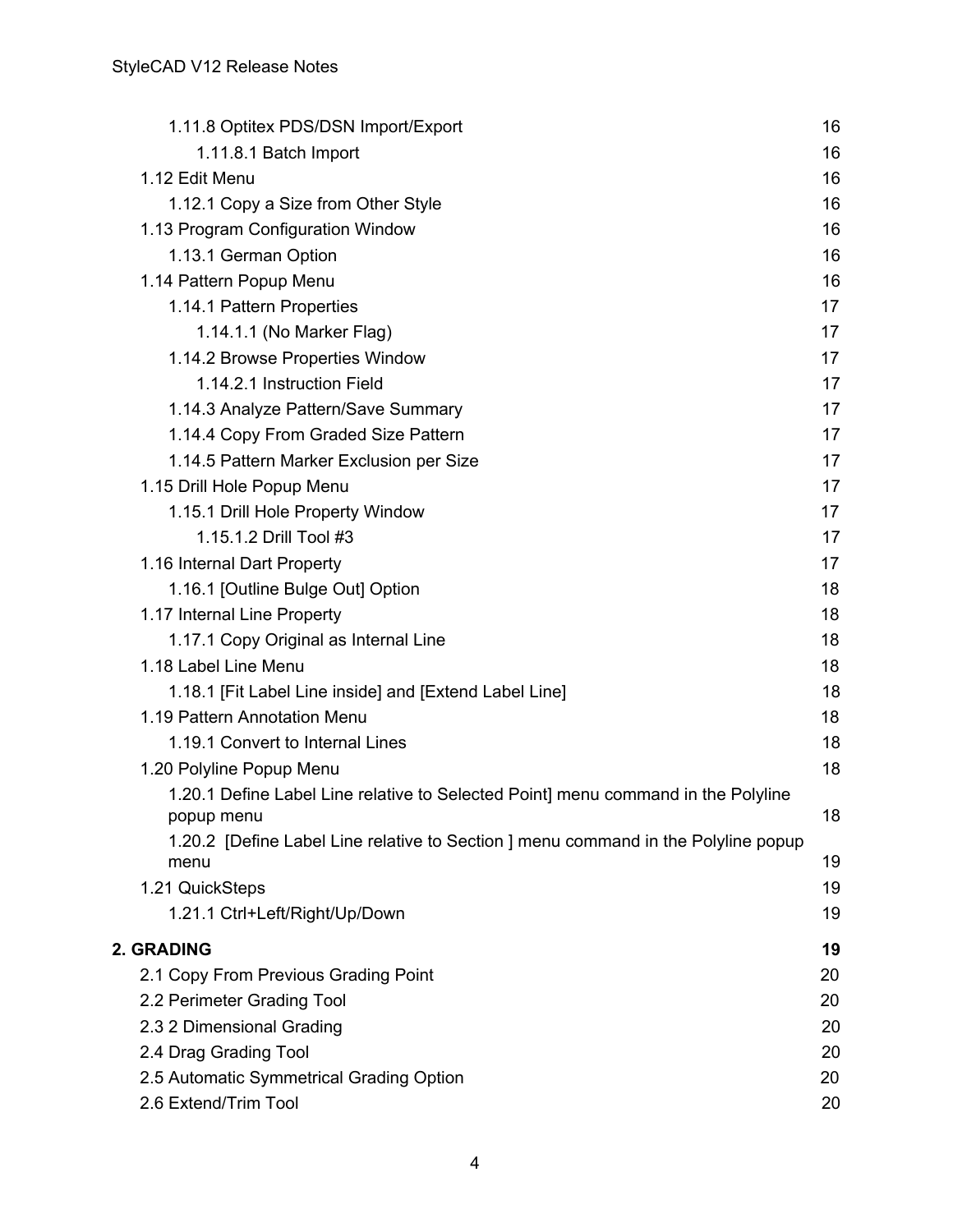1.11.8 Optitex PDS/DSN Import/Export 16
1.11.8.1 Batch Import 16
1.12 Edit Menu 16
1.12.1 Copy a Size from Other Style 16
1.13 Program Configuration Window 16
1.13.1 German Option 16
1.14 Pattern Popup Menu 16
1.14.1 Pattern Properties 17
1.14.1.1 (No Marker Flag) 17
1.14.2 Browse Properties Window 17
1.14.2.1 Instruction Field 17
1.14.3 Analyze Pattern/Save Summary 17
1.14.4 Copy From Graded Size Pattern 17
1.14.5 Pattern Marker Exclusion per Size 17
1.15 Drill Hole Popup Menu 17
1.15.1 Drill Hole Property Window 17
1.15.1.2 Drill Tool #3 17
1.16 Internal Dart Property 17
1.16.1 [Outline Bulge Out] Option 18
1.17 Internal Line Property 18
1.17.1 Copy Original as Internal Line 18
1.18 Label Line Menu 18
1.18.1 [Fit Label Line inside] and [Extend Label Line] 18
1.19 Pattern Annotation Menu 18
1.19.1 Convert to Internal Lines 18
1.20 Polyline Popup Menu 18
1.20.1 Define Label Line relative to Selected Point] menu command in the Polyline popup menu 18
1.20.2 [Define Label Line relative to Section ] menu command in the Polyline popup menu 19
1.21 QuickSteps 19
1.21.1 Ctrl+Left/Right/Up/Down 19

**2. GRADING 19**
2.1 Copy From Previous Grading Point 20
2.2 Perimeter Grading Tool 20
2.3 2 Dimensional Grading 20
2.4 Drag Grading Tool 20
2.5 Automatic Symmetrical Grading Option 20
2.6 Extend/Trim Tool 20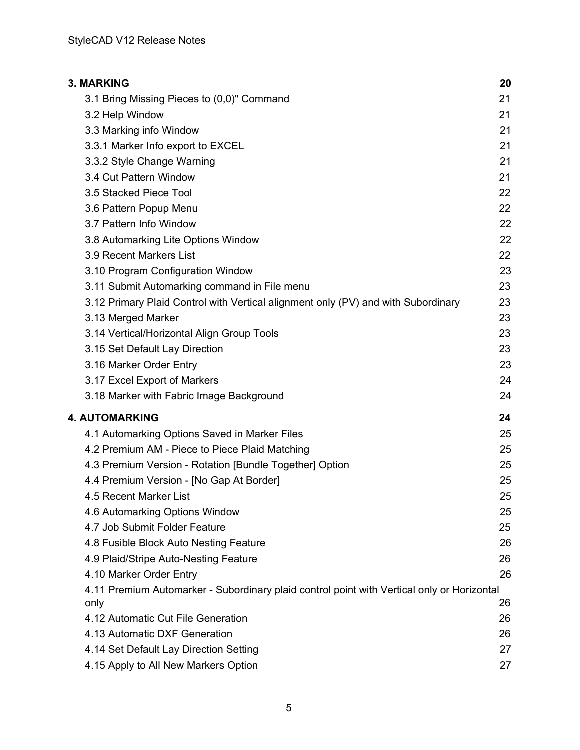**3. MARKING** 20

3.1 Bring Missing Pieces to (0,0)" Command 21

3.2 Help Window 21

3.3 Marking info Window 21

3.3.1 Marker Info export to EXCEL 21

3.3.2 Style Change Warning 21

3.4 Cut Pattern Window 21

3.5 Stacked Piece Tool 22

3.6 Pattern Popup Menu 22

3.7 Pattern Info Window 22

3.8 Automarking Lite Options Window 22

3.9 Recent Markers List 22

3.10 Program Configuration Window 23

3.11 Submit Automarking command in File menu 23

3.12 Primary Plaid Control with Vertical alignment only (PV) and with Subordinary 23

3.13 Merged Marker 23

3.14 Vertical/Horizontal Align Group Tools 23

3.15 Set Default Lay Direction 23

3.16 Marker Order Entry 23

3.17 Excel Export of Markers 24

3.18 Marker with Fabric Image Background 24

**4. AUTOMARKING** 24

4.1 Automarking Options Saved in Marker Files 25

4.2 Premium AM - Piece to Piece Plaid Matching 25

4.3 Premium Version - Rotation [Bundle Together] Option 25

4.4 Premium Version - [No Gap At Border] 25

4.5 Recent Marker List 25

4.6 Automarking Options Window 25

4.7 Job Submit Folder Feature 25

4.8 Fusible Block Auto Nesting Feature 26

4.9 Plaid/Stripe Auto-Nesting Feature 26

4.10 Marker Order Entry 26

4.11 Premium Automarker - Subordinary plaid control point with Vertical only or Horizontal only 26

4.12 Automatic Cut File Generation 26

4.13 Automatic DXF Generation 26

4.14 Set Default Lay Direction Setting 27

4.15 Apply to All New Markers Option 27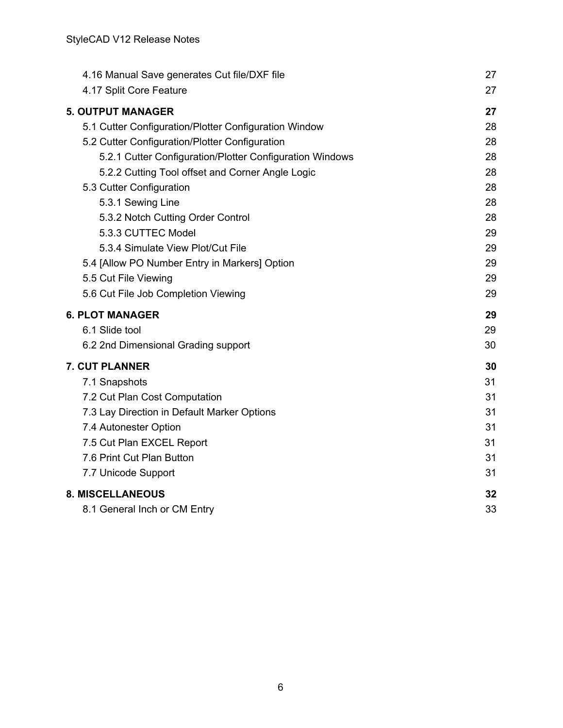4.16 Manual Save generates Cut file/DXF file 27
4.17 Split Core Feature 27

**5. OUTPUT MANAGER 27**

5.1 Cutter Configuration/Plotter Configuration Window 28
5.2 Cutter Configuration/Plotter Configuration 28
    5.2.1 Cutter Configuration/Plotter Configuration Windows 28
    5.2.2 Cutting Tool offset and Corner Angle Logic 28
5.3 Cutter Configuration 28
    5.3.1 Sewing Line 28
    5.3.2 Notch Cutting Order Control 28
    5.3.3 CUTTEC Model 29
    5.3.4 Simulate View Plot/Cut File 29
5.4 [Allow PO Number Entry in Markers] Option 29
5.5 Cut File Viewing 29
5.6 Cut File Job Completion Viewing 29

**6. PLOT MANAGER 29**

6.1 Slide tool 29
6.2 2nd Dimensional Grading support 30

**7. CUT PLANNER 30**

7.1 Snapshots 31
7.2 Cut Plan Cost Computation 31
7.3 Lay Direction in Default Marker Options 31
7.4 Autonester Option 31
7.5 Cut Plan EXCEL Report 31
7.6 Print Cut Plan Button 31
7.7 Unicode Support 31

**8. MISCELLANEOUS 32**

8.1 General Inch or CM Entry 33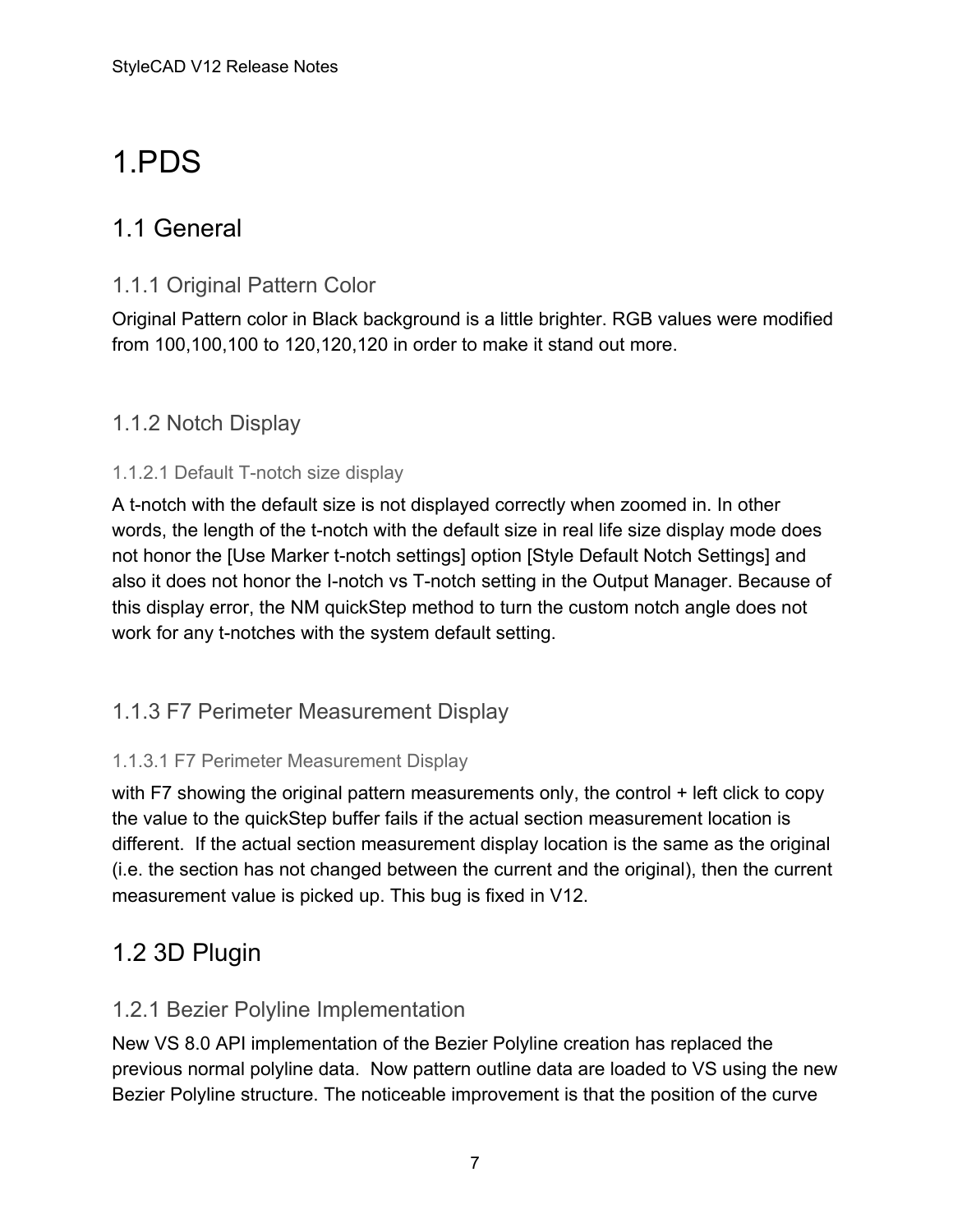# 1.PDS

## 1.1 General

### 1.1.1 Original Pattern Color

Original Pattern color in Black background is a little brighter. RGB values were modified from 100,100,100 to 120,120,120 in order to make it stand out more.

### 1.1.2 Notch Display

#### 1.1.2.1 Default T-notch size display

A t-notch with the default size is not displayed correctly when zoomed in. In other words, the length of the t-notch with the default size in real life size display mode does not honor the [Use Marker t-notch settings] option [Style Default Notch Settings] and also it does not honor the I-notch vs T-notch setting in the Output Manager. Because of this display error, the NM quickStep method to turn the custom notch angle does not work for any t-notches with the system default setting.

### 1.1.3 F7 Perimeter Measurement Display

#### 1.1.3.1 F7 Perimeter Measurement Display

with F7 showing the original pattern measurements only, the control + left click to copy the value to the quickStep buffer fails if the actual section measurement location is different. If the actual section measurement display location is the same as the original (i.e. the section has not changed between the current and the original), then the current measurement value is picked up. This bug is fixed in V12.

## 1.2 3D Plugin

### 1.2.1 Bezier Polyline Implementation

New VS 8.0 API implementation of the Bezier Polyline creation has replaced the previous normal polyline data. Now pattern outline data are loaded to VS using the new Bezier Polyline structure. The noticeable improvement is that the position of the curve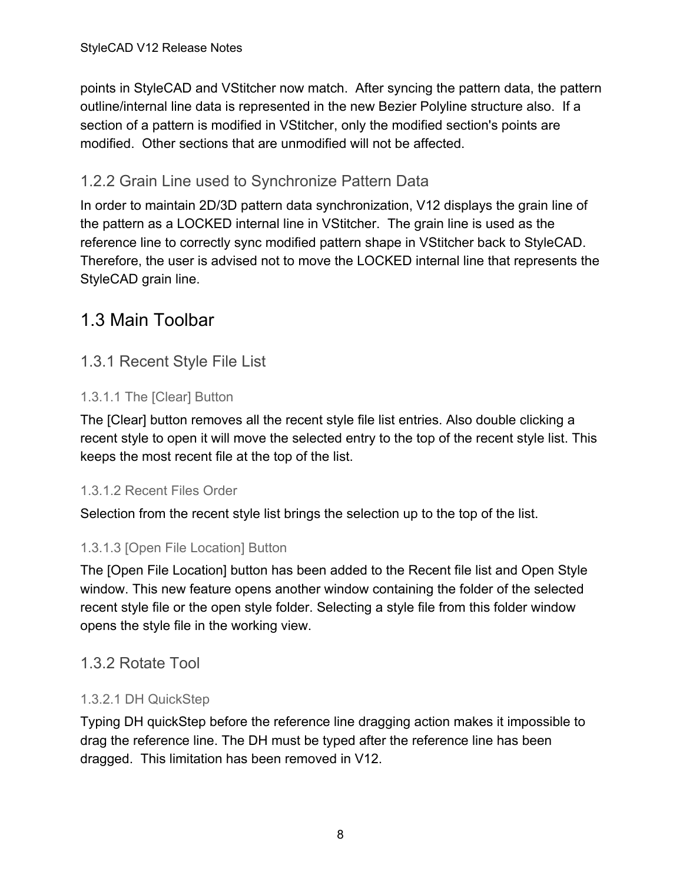points in StyleCAD and VStitcher now match.  After syncing the pattern data, the pattern outline/internal line data is represented in the new Bezier Polyline structure also.  If a section of a pattern is modified in VStitcher, only the modified section's points are modified.  Other sections that are unmodified will not be affected.

### 1.2.2 Grain Line used to Synchronize Pattern Data

In order to maintain 2D/3D pattern data synchronization, V12 displays the grain line of the pattern as a LOCKED internal line in VStitcher.  The grain line is used as the reference line to correctly sync modified pattern shape in VStitcher back to StyleCAD. Therefore, the user is advised not to move the LOCKED internal line that represents the StyleCAD grain line.

## 1.3 Main Toolbar

### 1.3.1 Recent Style File List

#### 1.3.1.1 The [Clear] Button

The [Clear] button removes all the recent style file list entries. Also double clicking a recent style to open it will move the selected entry to the top of the recent style list. This keeps the most recent file at the top of the list.

#### 1.3.1.2 Recent Files Order

Selection from the recent style list brings the selection up to the top of the list.

#### 1.3.1.3 [Open File Location] Button

The [Open File Location] button has been added to the Recent file list and Open Style window. This new feature opens another window containing the folder of the selected recent style file or the open style folder. Selecting a style file from this folder window opens the style file in the working view.

### 1.3.2 Rotate Tool

#### 1.3.2.1 DH QuickStep

Typing DH quickStep before the reference line dragging action makes it impossible to drag the reference line. The DH must be typed after the reference line has been dragged.  This limitation has been removed in V12.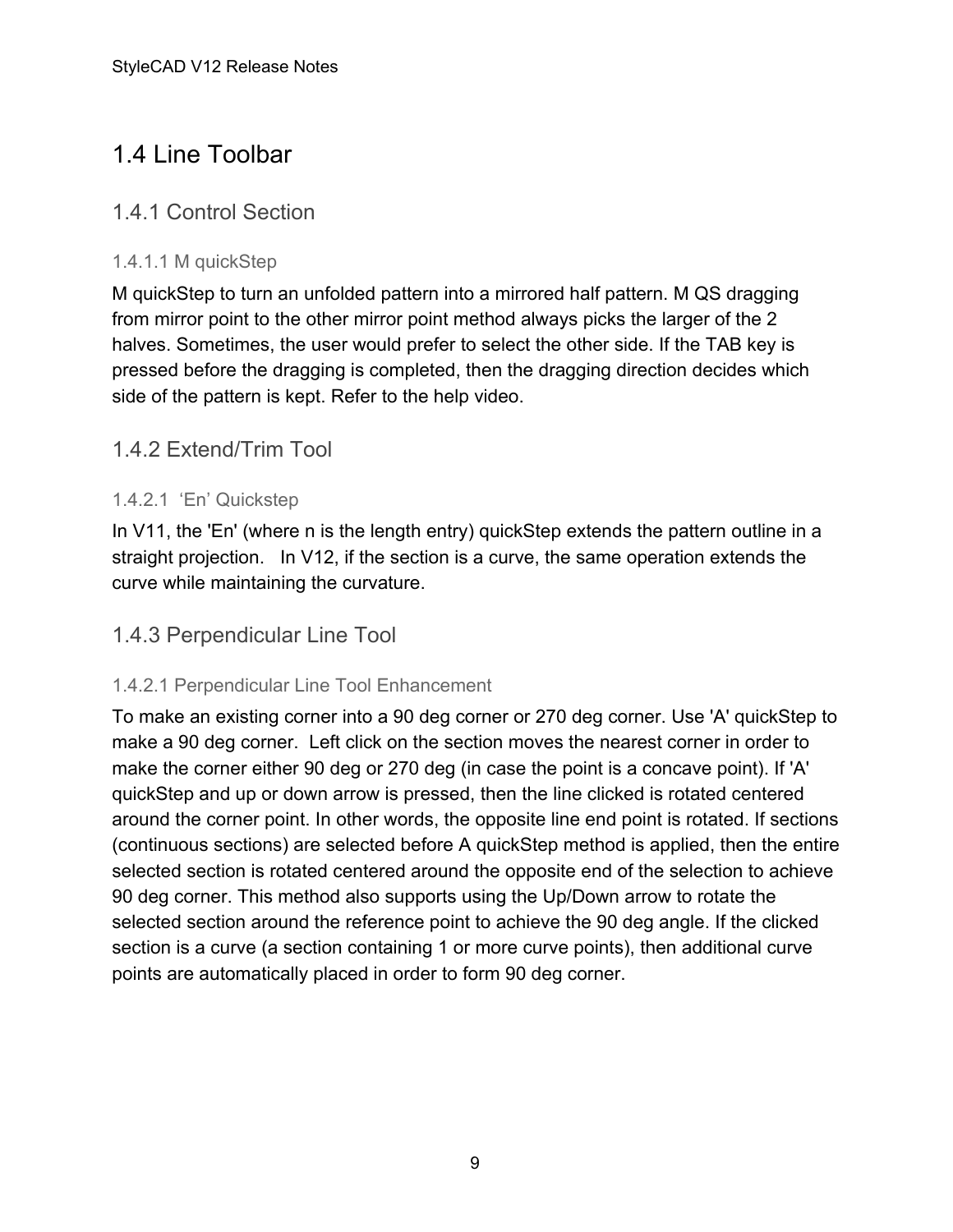# 1.4 Line Toolbar

## 1.4.1 Control Section

### 1.4.1.1 M quickStep

M quickStep to turn an unfolded pattern into a mirrored half pattern. M QS dragging from mirror point to the other mirror point method always picks the larger of the 2 halves. Sometimes, the user would prefer to select the other side. If the TAB key is pressed before the dragging is completed, then the dragging direction decides which side of the pattern is kept. Refer to the help video.

## 1.4.2 Extend/Trim Tool

### 1.4.2.1 'En' Quickstep

In V11, the 'En' (where n is the length entry) quickStep extends the pattern outline in a straight projection. In V12, if the section is a curve, the same operation extends the curve while maintaining the curvature.

## 1.4.3 Perpendicular Line Tool

### 1.4.2.1 Perpendicular Line Tool Enhancement

To make an existing corner into a 90 deg corner or 270 deg corner. Use 'A' quickStep to make a 90 deg corner. Left click on the section moves the nearest corner in order to make the corner either 90 deg or 270 deg (in case the point is a concave point). If 'A' quickStep and up or down arrow is pressed, then the line clicked is rotated centered around the corner point. In other words, the opposite line end point is rotated. If sections (continuous sections) are selected before A quickStep method is applied, then the entire selected section is rotated centered around the opposite end of the selection to achieve 90 deg corner. This method also supports using the Up/Down arrow to rotate the selected section around the reference point to achieve the 90 deg angle. If the clicked section is a curve (a section containing 1 or more curve points), then additional curve points are automatically placed in order to form 90 deg corner.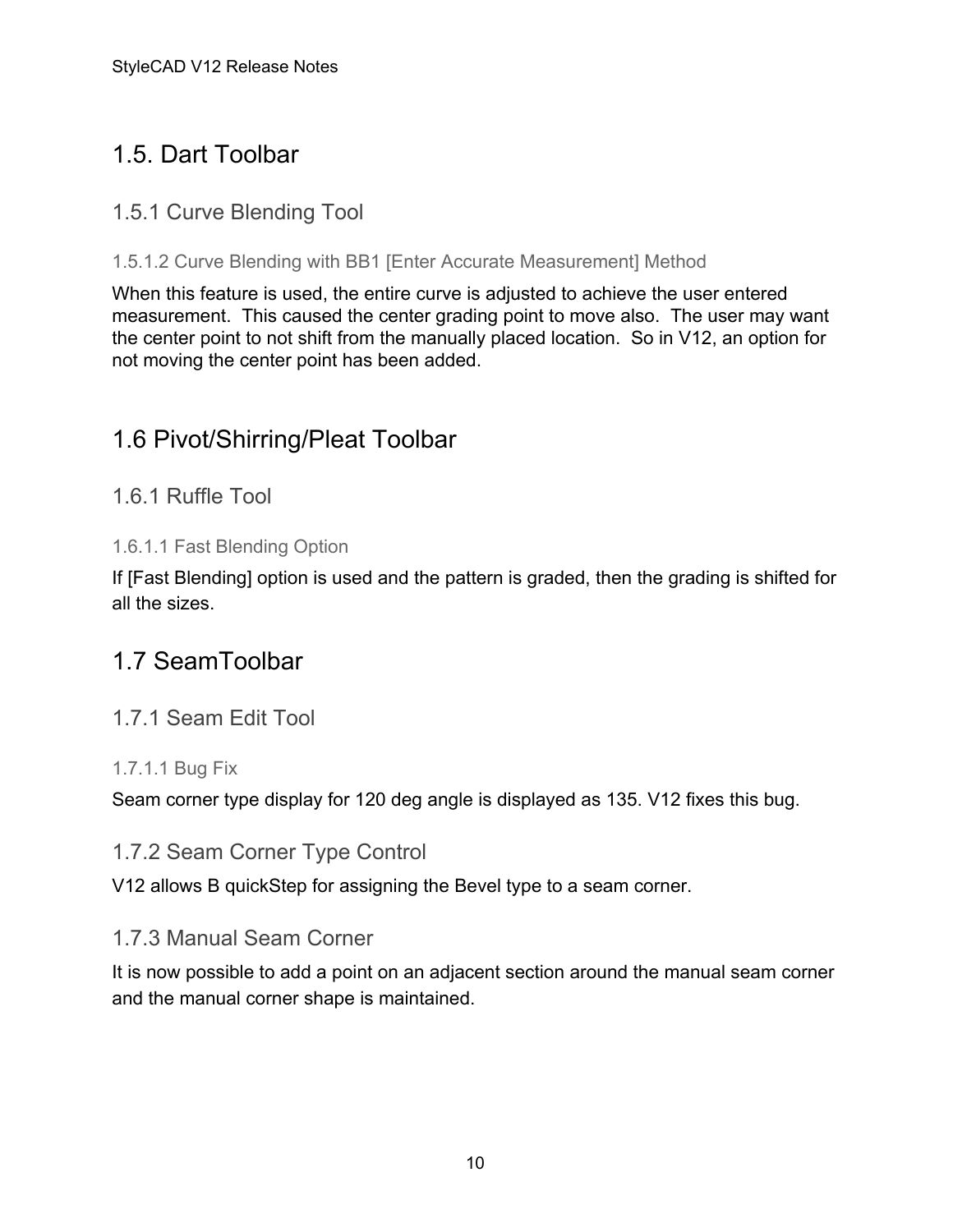## 1.5. Dart Toolbar

### 1.5.1 Curve Blending Tool

#### 1.5.1.2 Curve Blending with BB1 [Enter Accurate Measurement] Method

When this feature is used, the entire curve is adjusted to achieve the user entered measurement. This caused the center grading point to move also. The user may want the center point to not shift from the manually placed location. So in V12, an option for not moving the center point has been added.

## 1.6 Pivot/Shirring/Pleat Toolbar

### 1.6.1 Ruffle Tool

#### 1.6.1.1 Fast Blending Option

If [Fast Blending] option is used and the pattern is graded, then the grading is shifted for all the sizes.

## 1.7 SeamToolbar

### 1.7.1 Seam Edit Tool

#### 1.7.1.1 Bug Fix

Seam corner type display for 120 deg angle is displayed as 135. V12 fixes this bug.

### 1.7.2 Seam Corner Type Control

V12 allows B quickStep for assigning the Bevel type to a seam corner.

### 1.7.3 Manual Seam Corner

It is now possible to add a point on an adjacent section around the manual seam corner and the manual corner shape is maintained.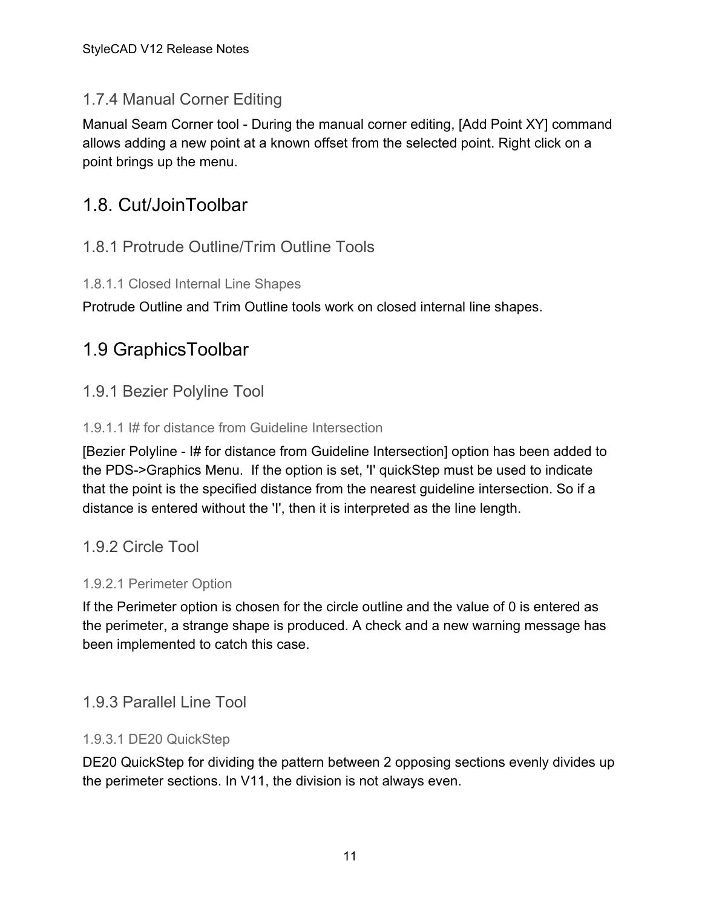### 1.7.4 Manual Corner Editing

Manual Seam Corner tool - During the manual corner editing, [Add Point XY] command allows adding a new point at a known offset from the selected point. Right click on a point brings up the menu.

## 1.8. Cut/JoinToolbar

### 1.8.1 Protrude Outline/Trim Outline Tools

#### 1.8.1.1 Closed Internal Line Shapes

Protrude Outline and Trim Outline tools work on closed internal line shapes.

## 1.9 GraphicsToolbar

### 1.9.1 Bezier Polyline Tool

#### 1.9.1.1 I# for distance from Guideline Intersection

[Bezier Polyline - I# for distance from Guideline Intersection] option has been added to the PDS->Graphics Menu. If the option is set, 'I' quickStep must be used to indicate that the point is the specified distance from the nearest guideline intersection. So if a distance is entered without the 'I', then it is interpreted as the line length.

### 1.9.2 Circle Tool

#### 1.9.2.1 Perimeter Option

If the Perimeter option is chosen for the circle outline and the value of 0 is entered as the perimeter, a strange shape is produced. A check and a new warning message has been implemented to catch this case.

### 1.9.3 Parallel Line Tool

#### 1.9.3.1 DE20 QuickStep

DE20 QuickStep for dividing the pattern between 2 opposing sections evenly divides up the perimeter sections. In V11, the division is not always even.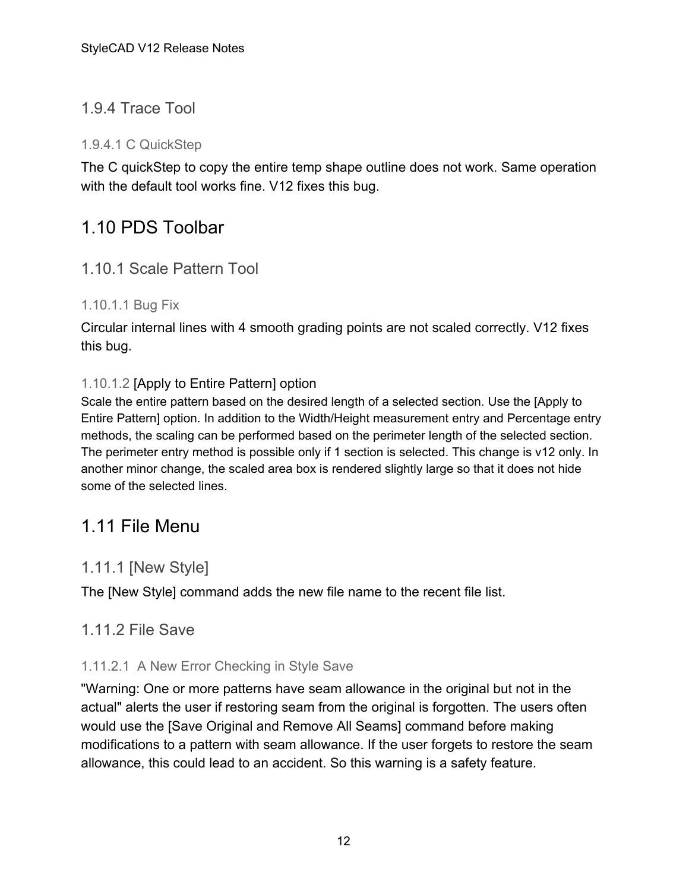### 1.9.4 Trace Tool

#### 1.9.4.1 C QuickStep

The C quickStep to copy the entire temp shape outline does not work. Same operation with the default tool works fine. V12 fixes this bug.

## 1.10 PDS Toolbar

### 1.10.1 Scale Pattern Tool

#### 1.10.1.1 Bug Fix

Circular internal lines with 4 smooth grading points are not scaled correctly. V12 fixes this bug.

#### 1.10.1.2 [Apply to Entire Pattern] option

Scale the entire pattern based on the desired length of a selected section. Use the [Apply to Entire Pattern] option. In addition to the Width/Height measurement entry and Percentage entry methods, the scaling can be performed based on the perimeter length of the selected section. The perimeter entry method is possible only if 1 section is selected. This change is v12 only. In another minor change, the scaled area box is rendered slightly large so that it does not hide some of the selected lines.

## 1.11 File Menu

### 1.11.1 [New Style]

The [New Style] command adds the new file name to the recent file list.

### 1.11.2 File Save

#### 1.11.2.1 A New Error Checking in Style Save

"Warning: One or more patterns have seam allowance in the original but not in the actual" alerts the user if restoring seam from the original is forgotten. The users often would use the [Save Original and Remove All Seams] command before making modifications to a pattern with seam allowance. If the user forgets to restore the seam allowance, this could lead to an accident. So this warning is a safety feature.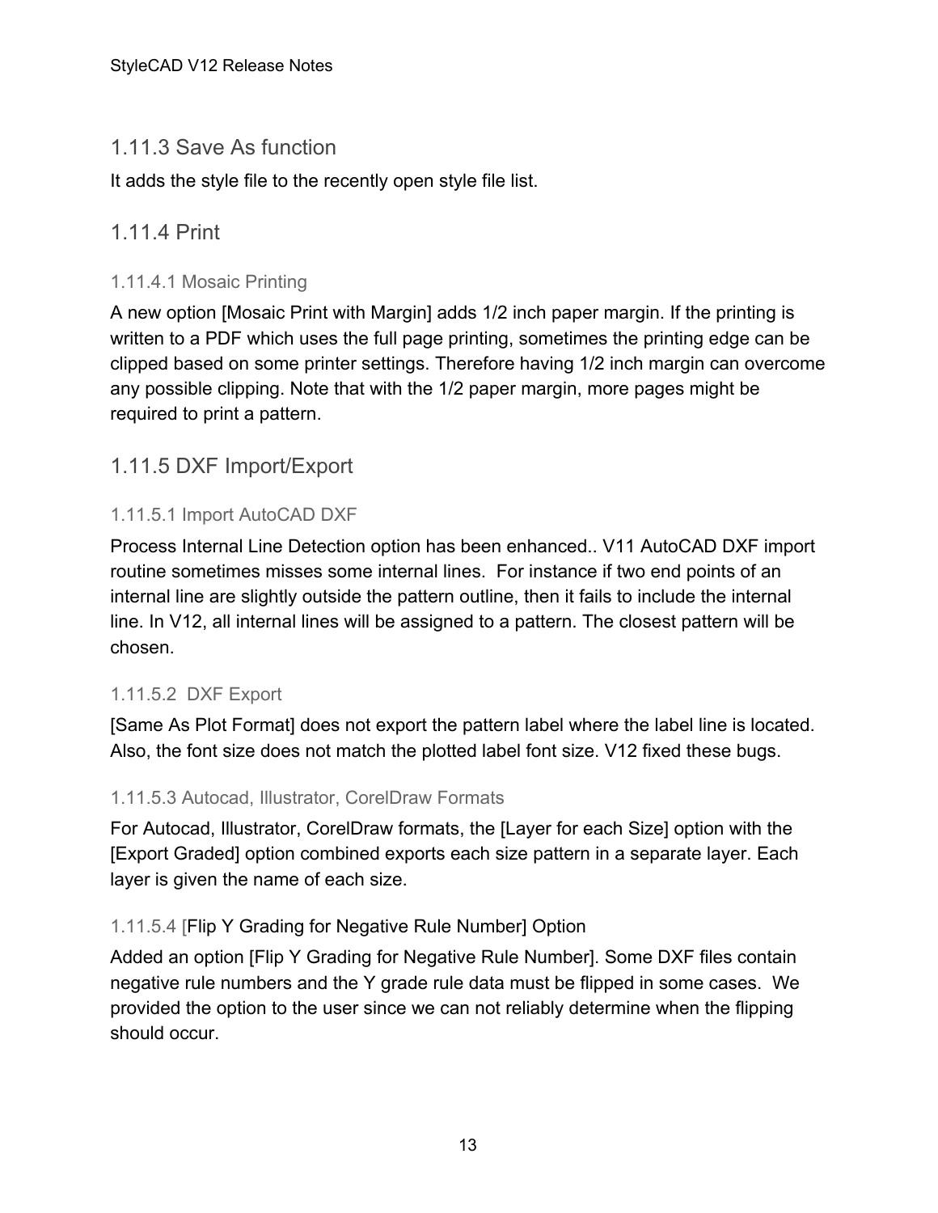### 1.11.3 Save As function

It adds the style file to the recently open style file list.

### 1.11.4 Print

#### 1.11.4.1 Mosaic Printing

A new option [Mosaic Print with Margin] adds 1/2 inch paper margin. If the printing is written to a PDF which uses the full page printing, sometimes the printing edge can be clipped based on some printer settings. Therefore having 1/2 inch margin can overcome any possible clipping. Note that with the 1/2 paper margin, more pages might be required to print a pattern.

### 1.11.5 DXF Import/Export

#### 1.11.5.1 Import AutoCAD DXF

Process Internal Line Detection option has been enhanced.. V11 AutoCAD DXF import routine sometimes misses some internal lines.  For instance if two end points of an internal line are slightly outside the pattern outline, then it fails to include the internal line. In V12, all internal lines will be assigned to a pattern. The closest pattern will be chosen.

#### 1.11.5.2  DXF Export

[Same As Plot Format] does not export the pattern label where the label line is located. Also, the font size does not match the plotted label font size. V12 fixed these bugs.

#### 1.11.5.3 Autocad, Illustrator, CorelDraw Formats

For Autocad, Illustrator, CorelDraw formats, the [Layer for each Size] option with the [Export Graded] option combined exports each size pattern in a separate layer. Each layer is given the name of each size.

#### 1.11.5.4 [Flip Y Grading for Negative Rule Number] Option

Added an option [Flip Y Grading for Negative Rule Number]. Some DXF files contain negative rule numbers and the Y grade rule data must be flipped in some cases.  We provided the option to the user since we can not reliably determine when the flipping should occur.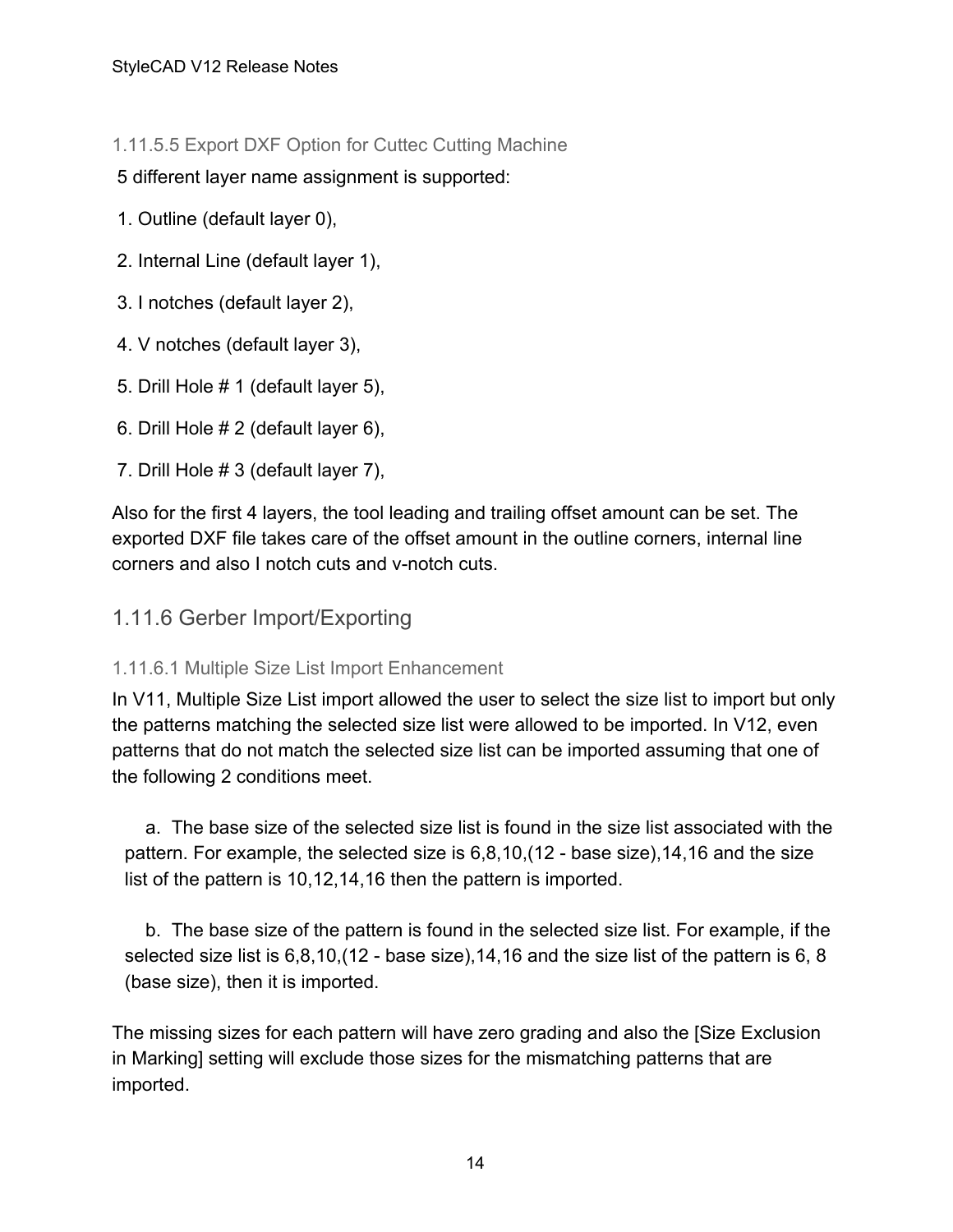#### 1.11.5.5 Export DXF Option for Cuttec Cutting Machine

5 different layer name assignment is supported:

1. Outline (default layer 0),
2. Internal Line (default layer 1),
3. I notches (default layer 2),
4. V notches (default layer 3),
5. Drill Hole # 1 (default layer 5),
6. Drill Hole # 2 (default layer 6),
7. Drill Hole # 3 (default layer 7),

Also for the first 4 layers, the tool leading and trailing offset amount can be set. The exported DXF file takes care of the offset amount in the outline corners, internal line corners and also I notch cuts and v-notch cuts.

### 1.11.6 Gerber Import/Exporting

#### 1.11.6.1 Multiple Size List Import Enhancement

In V11, Multiple Size List import allowed the user to select the size list to import but only the patterns matching the selected size list were allowed to be imported. In V12, even patterns that do not match the selected size list can be imported assuming that one of the following 2 conditions meet.

a. The base size of the selected size list is found in the size list associated with the pattern. For example, the selected size is 6,8,10,(12 - base size),14,16 and the size list of the pattern is 10,12,14,16 then the pattern is imported.

b. The base size of the pattern is found in the selected size list. For example, if the selected size list is 6,8,10,(12 - base size),14,16 and the size list of the pattern is 6, 8 (base size), then it is imported.

The missing sizes for each pattern will have zero grading and also the [Size Exclusion in Marking] setting will exclude those sizes for the mismatching patterns that are imported.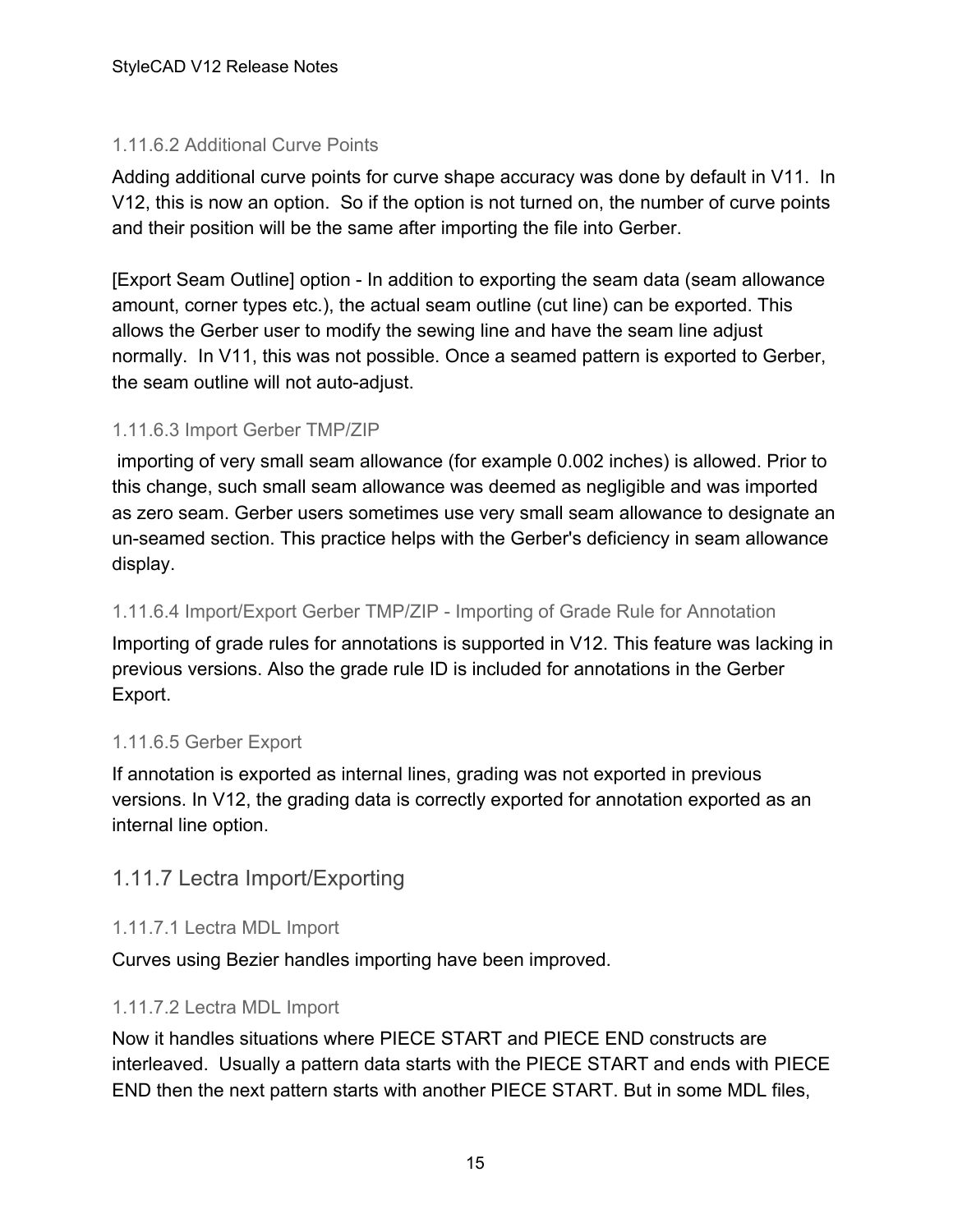#### 1.11.6.2 Additional Curve Points

Adding additional curve points for curve shape accuracy was done by default in V11. In V12, this is now an option. So if the option is not turned on, the number of curve points and their position will be the same after importing the file into Gerber.

[Export Seam Outline] option - In addition to exporting the seam data (seam allowance amount, corner types etc.), the actual seam outline (cut line) can be exported. This allows the Gerber user to modify the sewing line and have the seam line adjust normally. In V11, this was not possible. Once a seamed pattern is exported to Gerber, the seam outline will not auto-adjust.

#### 1.11.6.3 Import Gerber TMP/ZIP

importing of very small seam allowance (for example 0.002 inches) is allowed. Prior to this change, such small seam allowance was deemed as negligible and was imported as zero seam. Gerber users sometimes use very small seam allowance to designate an un-seamed section. This practice helps with the Gerber's deficiency in seam allowance display.

#### 1.11.6.4 Import/Export Gerber TMP/ZIP - Importing of Grade Rule for Annotation

Importing of grade rules for annotations is supported in V12. This feature was lacking in previous versions. Also the grade rule ID is included for annotations in the Gerber Export.

#### 1.11.6.5 Gerber Export

If annotation is exported as internal lines, grading was not exported in previous versions. In V12, the grading data is correctly exported for annotation exported as an internal line option.

### 1.11.7 Lectra Import/Exporting

#### 1.11.7.1 Lectra MDL Import

Curves using Bezier handles importing have been improved.

#### 1.11.7.2 Lectra MDL Import

Now it handles situations where PIECE START and PIECE END constructs are interleaved. Usually a pattern data starts with the PIECE START and ends with PIECE END then the next pattern starts with another PIECE START. But in some MDL files,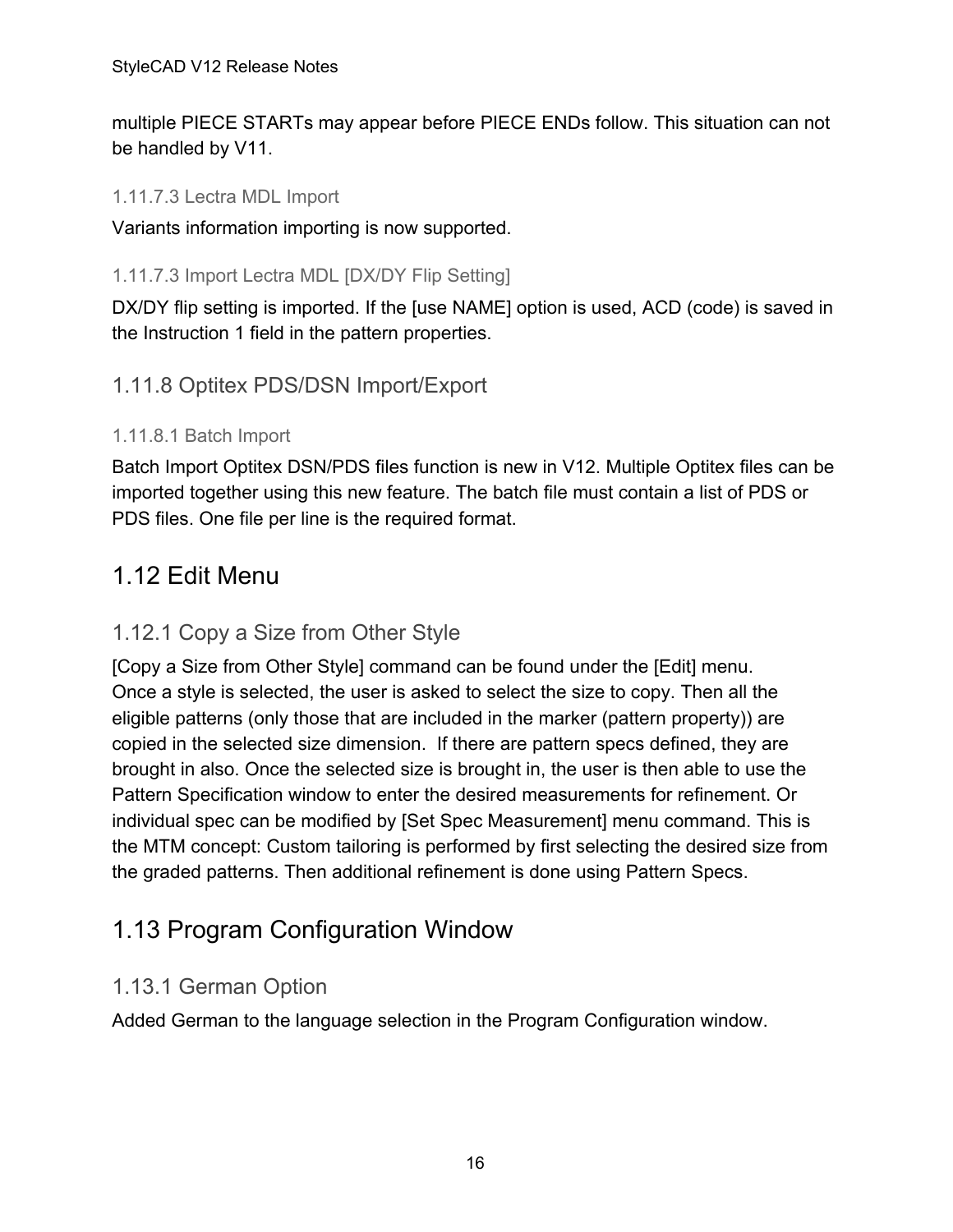multiple PIECE STARTs may appear before PIECE ENDs follow. This situation can not be handled by V11.

#### 1.11.7.3 Lectra MDL Import

Variants information importing is now supported.

#### 1.11.7.3 Import Lectra MDL [DX/DY Flip Setting]

DX/DY flip setting is imported. If the [use NAME] option is used, ACD (code) is saved in the Instruction 1 field in the pattern properties.

### 1.11.8 Optitex PDS/DSN Import/Export

#### 1.11.8.1 Batch Import

Batch Import Optitex DSN/PDS files function is new in V12. Multiple Optitex files can be imported together using this new feature. The batch file must contain a list of PDS or PDS files. One file per line is the required format.

## 1.12 Edit Menu

### 1.12.1 Copy a Size from Other Style

[Copy a Size from Other Style] command can be found under the [Edit] menu.
Once a style is selected, the user is asked to select the size to copy. Then all the eligible patterns (only those that are included in the marker (pattern property)) are copied in the selected size dimension. If there are pattern specs defined, they are brought in also. Once the selected size is brought in, the user is then able to use the Pattern Specification window to enter the desired measurements for refinement. Or individual spec can be modified by [Set Spec Measurement] menu command. This is the MTM concept: Custom tailoring is performed by first selecting the desired size from the graded patterns. Then additional refinement is done using Pattern Specs.

## 1.13 Program Configuration Window

### 1.13.1 German Option

Added German to the language selection in the Program Configuration window.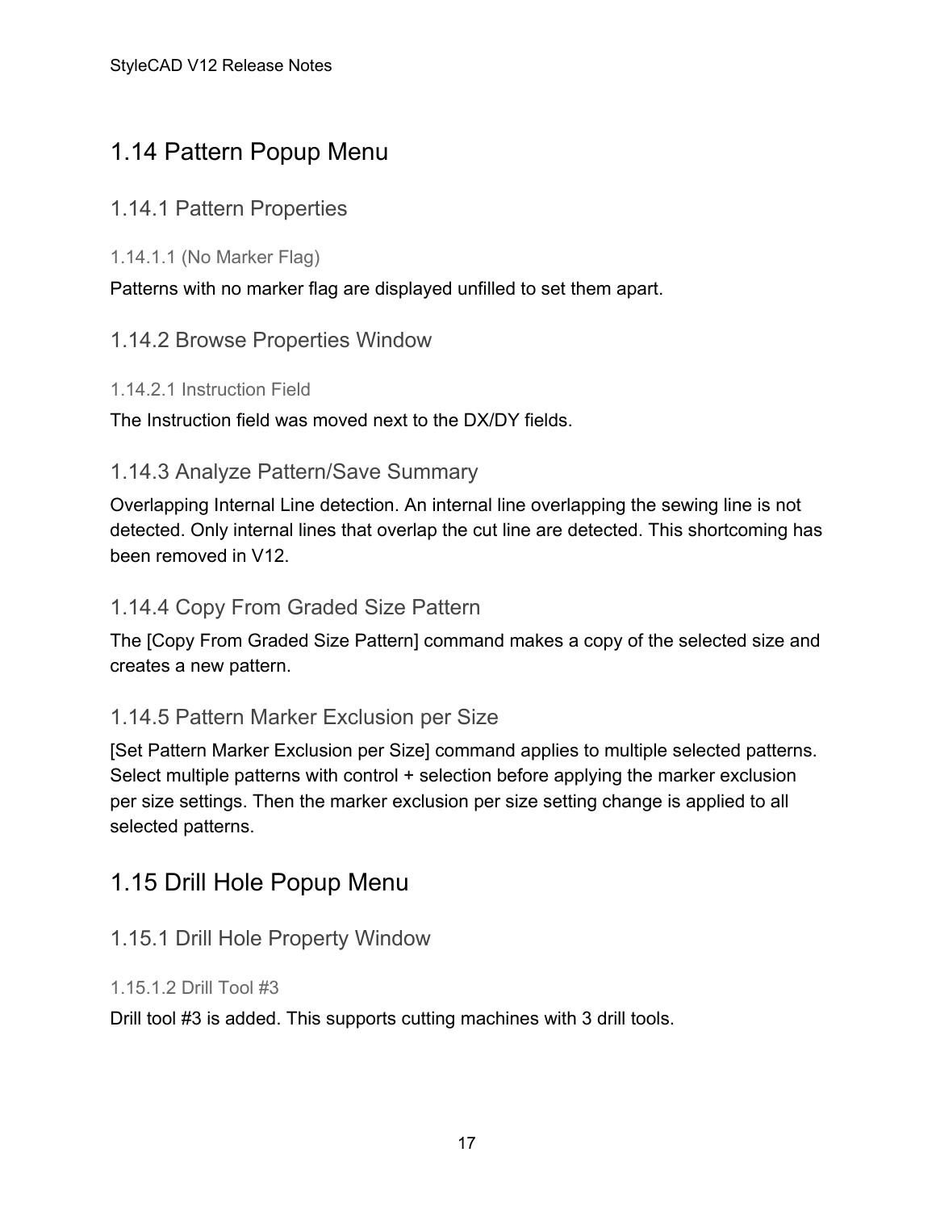## 1.14 Pattern Popup Menu

### 1.14.1 Pattern Properties

#### 1.14.1.1 (No Marker Flag)

Patterns with no marker flag are displayed unfilled to set them apart.

### 1.14.2 Browse Properties Window

#### 1.14.2.1 Instruction Field

The Instruction field was moved next to the DX/DY fields.

### 1.14.3 Analyze Pattern/Save Summary

Overlapping Internal Line detection. An internal line overlapping the sewing line is not detected. Only internal lines that overlap the cut line are detected. This shortcoming has been removed in V12.

### 1.14.4 Copy From Graded Size Pattern

The [Copy From Graded Size Pattern] command makes a copy of the selected size and creates a new pattern.

### 1.14.5 Pattern Marker Exclusion per Size

[Set Pattern Marker Exclusion per Size] command applies to multiple selected patterns. Select multiple patterns with control + selection before applying the marker exclusion per size settings. Then the marker exclusion per size setting change is applied to all selected patterns.

## 1.15 Drill Hole Popup Menu

### 1.15.1 Drill Hole Property Window

#### 1.15.1.2 Drill Tool #3

Drill tool #3 is added. This supports cutting machines with 3 drill tools.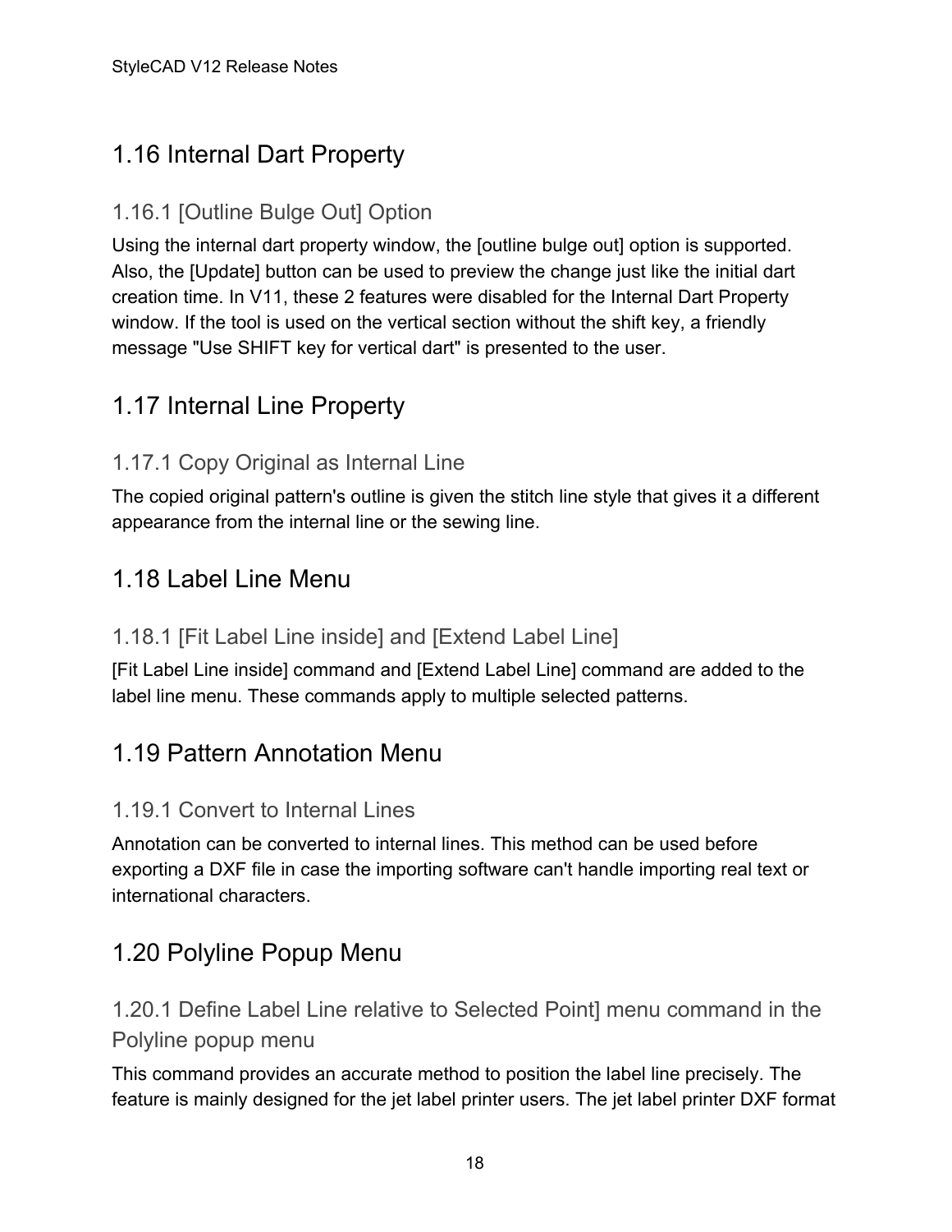## 1.16 Internal Dart Property

### 1.16.1 [Outline Bulge Out] Option

Using the internal dart property window, the [outline bulge out] option is supported. Also, the [Update] button can be used to preview the change just like the initial dart creation time. In V11, these 2 features were disabled for the Internal Dart Property window. If the tool is used on the vertical section without the shift key, a friendly message "Use SHIFT key for vertical dart" is presented to the user.

## 1.17 Internal Line Property

### 1.17.1 Copy Original as Internal Line

The copied original pattern's outline is given the stitch line style that gives it a different appearance from the internal line or the sewing line.

## 1.18 Label Line Menu

### 1.18.1 [Fit Label Line inside] and [Extend Label Line]

[Fit Label Line inside] command and [Extend Label Line] command are added to the label line menu. These commands apply to multiple selected patterns.

## 1.19 Pattern Annotation Menu

### 1.19.1 Convert to Internal Lines

Annotation can be converted to internal lines. This method can be used before exporting a DXF file in case the importing software can't handle importing real text or international characters.

## 1.20 Polyline Popup Menu

### 1.20.1 Define Label Line relative to Selected Point] menu command in the Polyline popup menu

This command provides an accurate method to position the label line precisely. The feature is mainly designed for the jet label printer users. The jet label printer DXF format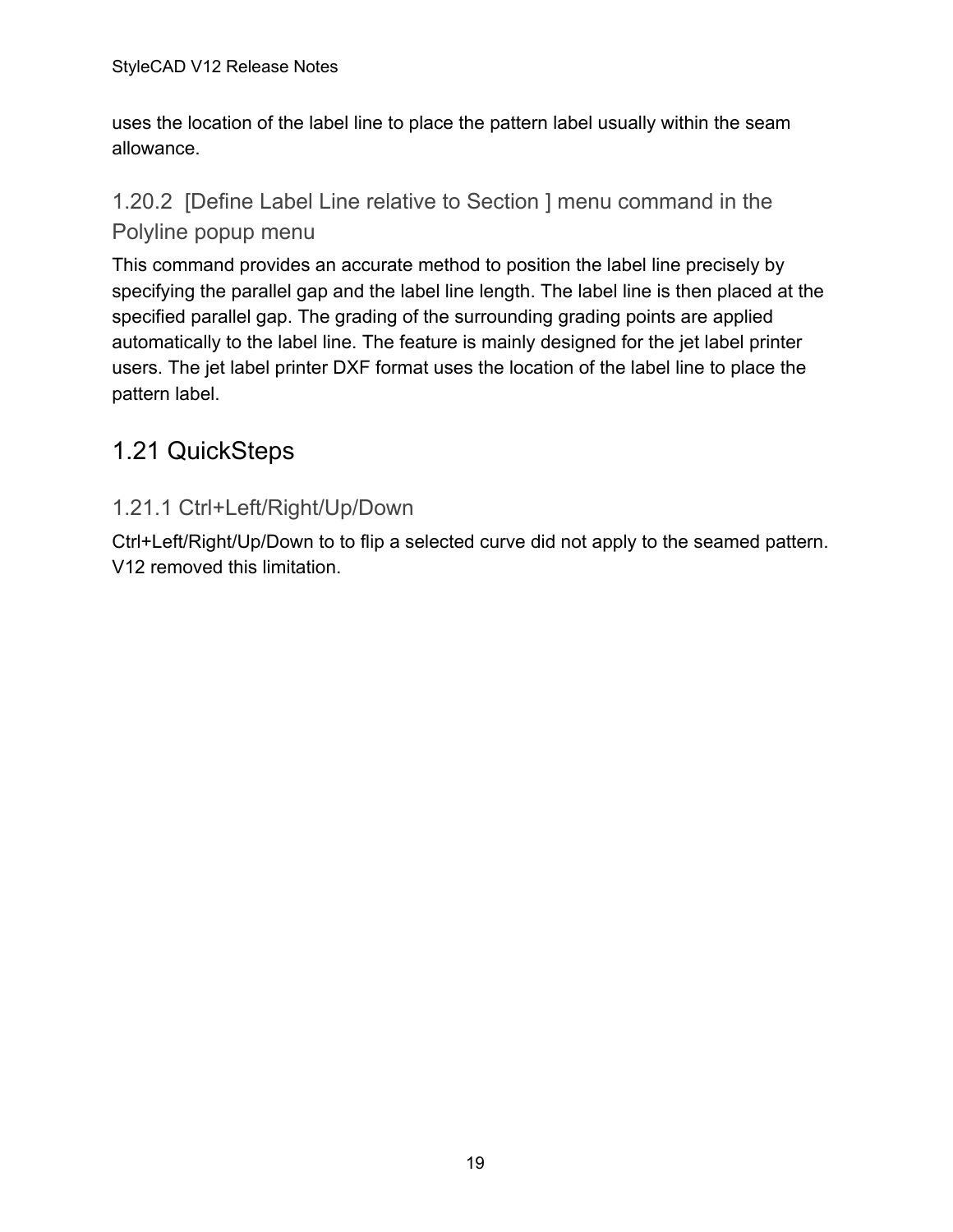uses the location of the label line to place the pattern label usually within the seam allowance.

### 1.20.2 [Define Label Line relative to Section ] menu command in the Polyline popup menu

This command provides an accurate method to position the label line precisely by specifying the parallel gap and the label line length. The label line is then placed at the specified parallel gap. The grading of the surrounding grading points are applied automatically to the label line. The feature is mainly designed for the jet label printer users. The jet label printer DXF format uses the location of the label line to place the pattern label.

## 1.21 QuickSteps

### 1.21.1 Ctrl+Left/Right/Up/Down

Ctrl+Left/Right/Up/Down to to flip a selected curve did not apply to the seamed pattern. V12 removed this limitation.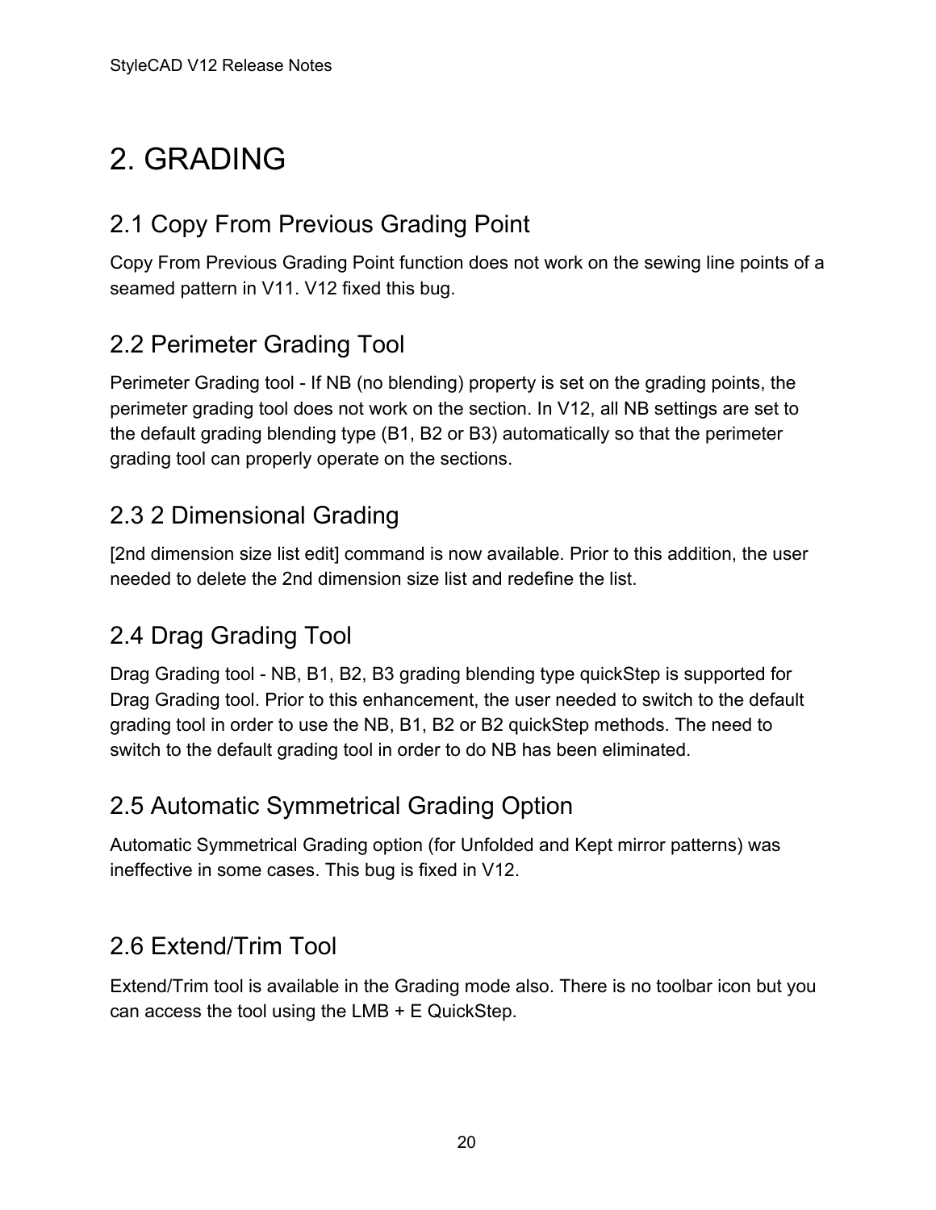# 2. GRADING

## 2.1 Copy From Previous Grading Point

Copy From Previous Grading Point function does not work on the sewing line points of a seamed pattern in V11. V12 fixed this bug.

## 2.2 Perimeter Grading Tool

Perimeter Grading tool - If NB (no blending) property is set on the grading points, the perimeter grading tool does not work on the section. In V12, all NB settings are set to the default grading blending type (B1, B2 or B3) automatically so that the perimeter grading tool can properly operate on the sections.

## 2.3 2 Dimensional Grading

[2nd dimension size list edit] command is now available. Prior to this addition, the user needed to delete the 2nd dimension size list and redefine the list.

## 2.4 Drag Grading Tool

Drag Grading tool - NB, B1, B2, B3 grading blending type quickStep is supported for Drag Grading tool. Prior to this enhancement, the user needed to switch to the default grading tool in order to use the NB, B1, B2 or B2 quickStep methods. The need to switch to the default grading tool in order to do NB has been eliminated.

## 2.5 Automatic Symmetrical Grading Option

Automatic Symmetrical Grading option (for Unfolded and Kept mirror patterns) was ineffective in some cases. This bug is fixed in V12.

## 2.6 Extend/Trim Tool

Extend/Trim tool is available in the Grading mode also. There is no toolbar icon but you can access the tool using the LMB + E QuickStep.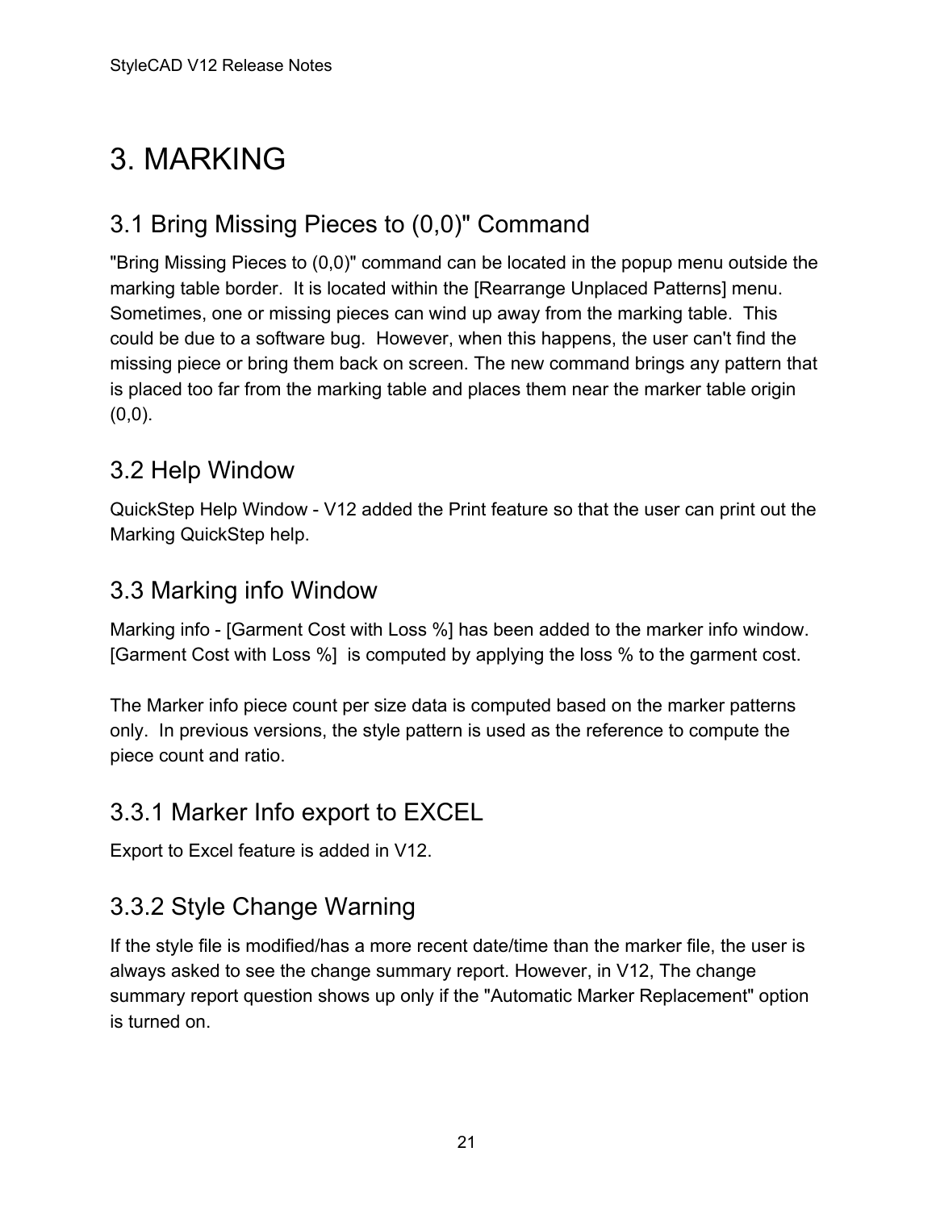# 3. MARKING

## 3.1 Bring Missing Pieces to (0,0)" Command

"Bring Missing Pieces to (0,0)" command can be located in the popup menu outside the marking table border. It is located within the [Rearrange Unplaced Patterns] menu. Sometimes, one or missing pieces can wind up away from the marking table. This could be due to a software bug. However, when this happens, the user can't find the missing piece or bring them back on screen. The new command brings any pattern that is placed too far from the marking table and places them near the marker table origin (0,0).

## 3.2 Help Window

QuickStep Help Window - V12 added the Print feature so that the user can print out the Marking QuickStep help.

## 3.3 Marking info Window

Marking info - [Garment Cost with Loss %] has been added to the marker info window. [Garment Cost with Loss %] is computed by applying the loss % to the garment cost.

The Marker info piece count per size data is computed based on the marker patterns only. In previous versions, the style pattern is used as the reference to compute the piece count and ratio.

### 3.3.1 Marker Info export to EXCEL

Export to Excel feature is added in V12.

### 3.3.2 Style Change Warning

If the style file is modified/has a more recent date/time than the marker file, the user is always asked to see the change summary report. However, in V12, The change summary report question shows up only if the "Automatic Marker Replacement" option is turned on.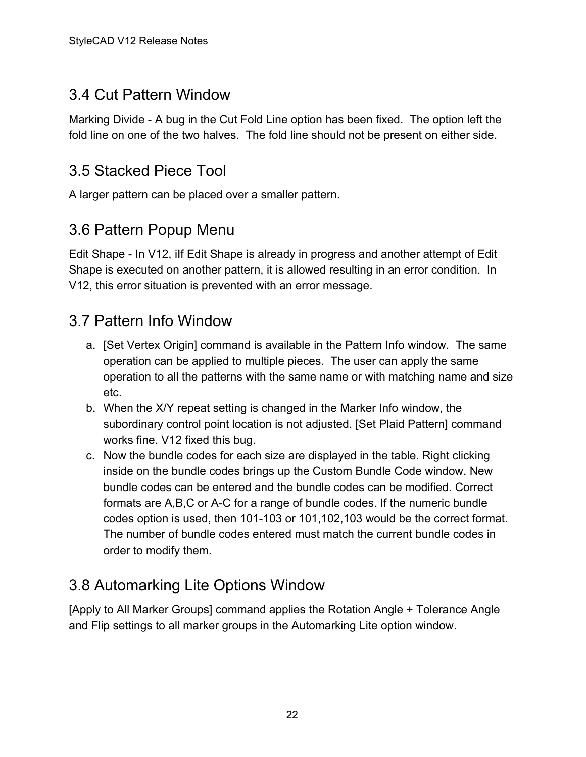## 3.4 Cut Pattern Window

Marking Divide - A bug in the Cut Fold Line option has been fixed. The option left the fold line on one of the two halves. The fold line should not be present on either side.

## 3.5 Stacked Piece Tool

A larger pattern can be placed over a smaller pattern.

## 3.6 Pattern Popup Menu

Edit Shape - In V12, iIf Edit Shape is already in progress and another attempt of Edit Shape is executed on another pattern, it is allowed resulting in an error condition. In V12, this error situation is prevented with an error message.

## 3.7 Pattern Info Window

a. [Set Vertex Origin] command is available in the Pattern Info window. The same operation can be applied to multiple pieces. The user can apply the same operation to all the patterns with the same name or with matching name and size etc.
b. When the X/Y repeat setting is changed in the Marker Info window, the subordinary control point location is not adjusted. [Set Plaid Pattern] command works fine. V12 fixed this bug.
c. Now the bundle codes for each size are displayed in the table. Right clicking inside on the bundle codes brings up the Custom Bundle Code window. New bundle codes can be entered and the bundle codes can be modified. Correct formats are A,B,C or A-C for a range of bundle codes. If the numeric bundle codes option is used, then 101-103 or 101,102,103 would be the correct format. The number of bundle codes entered must match the current bundle codes in order to modify them.

## 3.8 Automarking Lite Options Window

[Apply to All Marker Groups] command applies the Rotation Angle + Tolerance Angle and Flip settings to all marker groups in the Automarking Lite option window.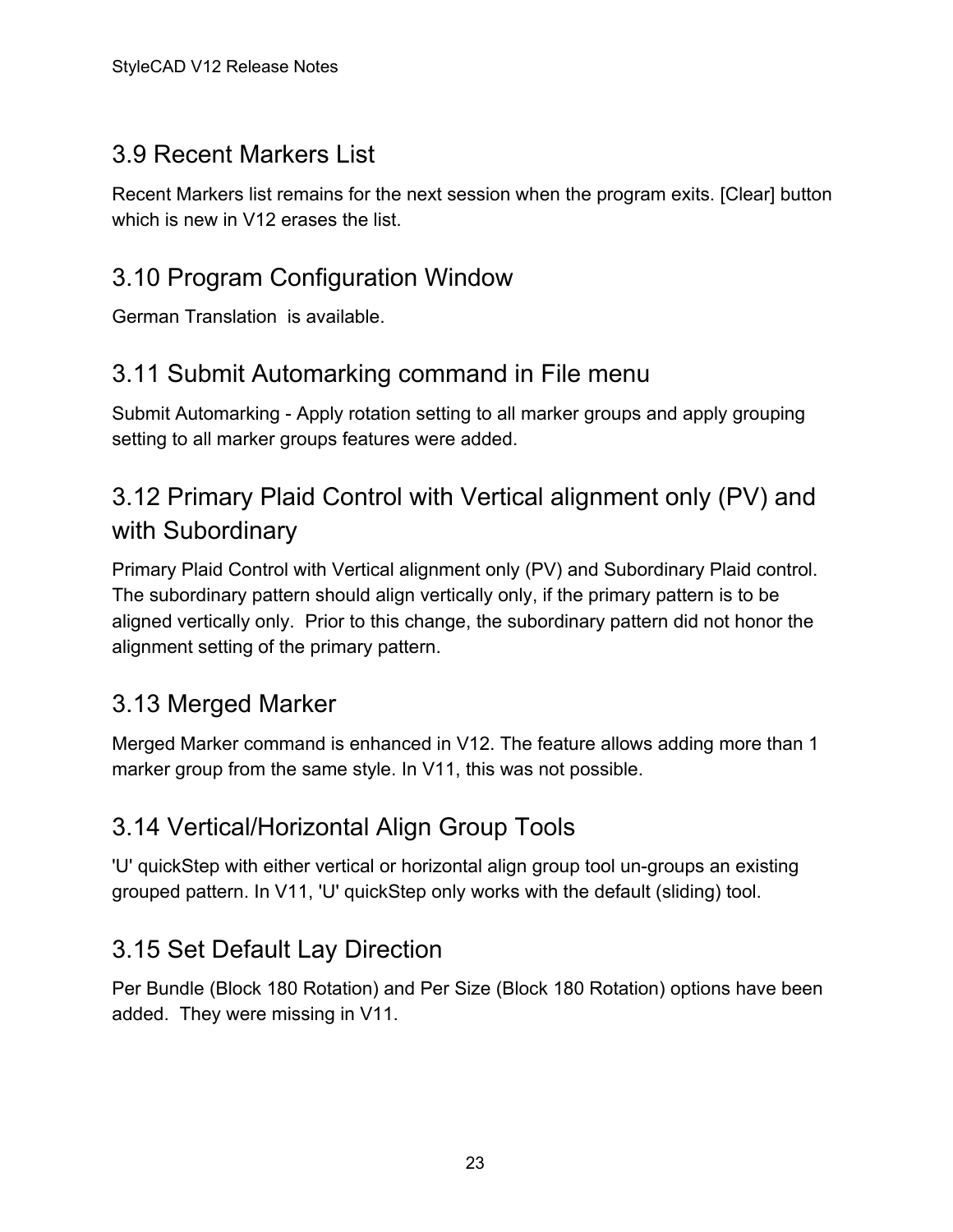## 3.9 Recent Markers List

Recent Markers list remains for the next session when the program exits. [Clear] button which is new in V12 erases the list.

## 3.10 Program Configuration Window

German Translation  is available.

## 3.11 Submit Automarking command in File menu

Submit Automarking - Apply rotation setting to all marker groups and apply grouping setting to all marker groups features were added.

## 3.12 Primary Plaid Control with Vertical alignment only (PV) and with Subordinary

Primary Plaid Control with Vertical alignment only (PV) and Subordinary Plaid control. The subordinary pattern should align vertically only, if the primary pattern is to be aligned vertically only.  Prior to this change, the subordinary pattern did not honor the alignment setting of the primary pattern.

## 3.13 Merged Marker

Merged Marker command is enhanced in V12. The feature allows adding more than 1 marker group from the same style. In V11, this was not possible.

## 3.14 Vertical/Horizontal Align Group Tools

'U' quickStep with either vertical or horizontal align group tool un-groups an existing grouped pattern. In V11, 'U' quickStep only works with the default (sliding) tool.

## 3.15 Set Default Lay Direction

Per Bundle (Block 180 Rotation) and Per Size (Block 180 Rotation) options have been added.  They were missing in V11.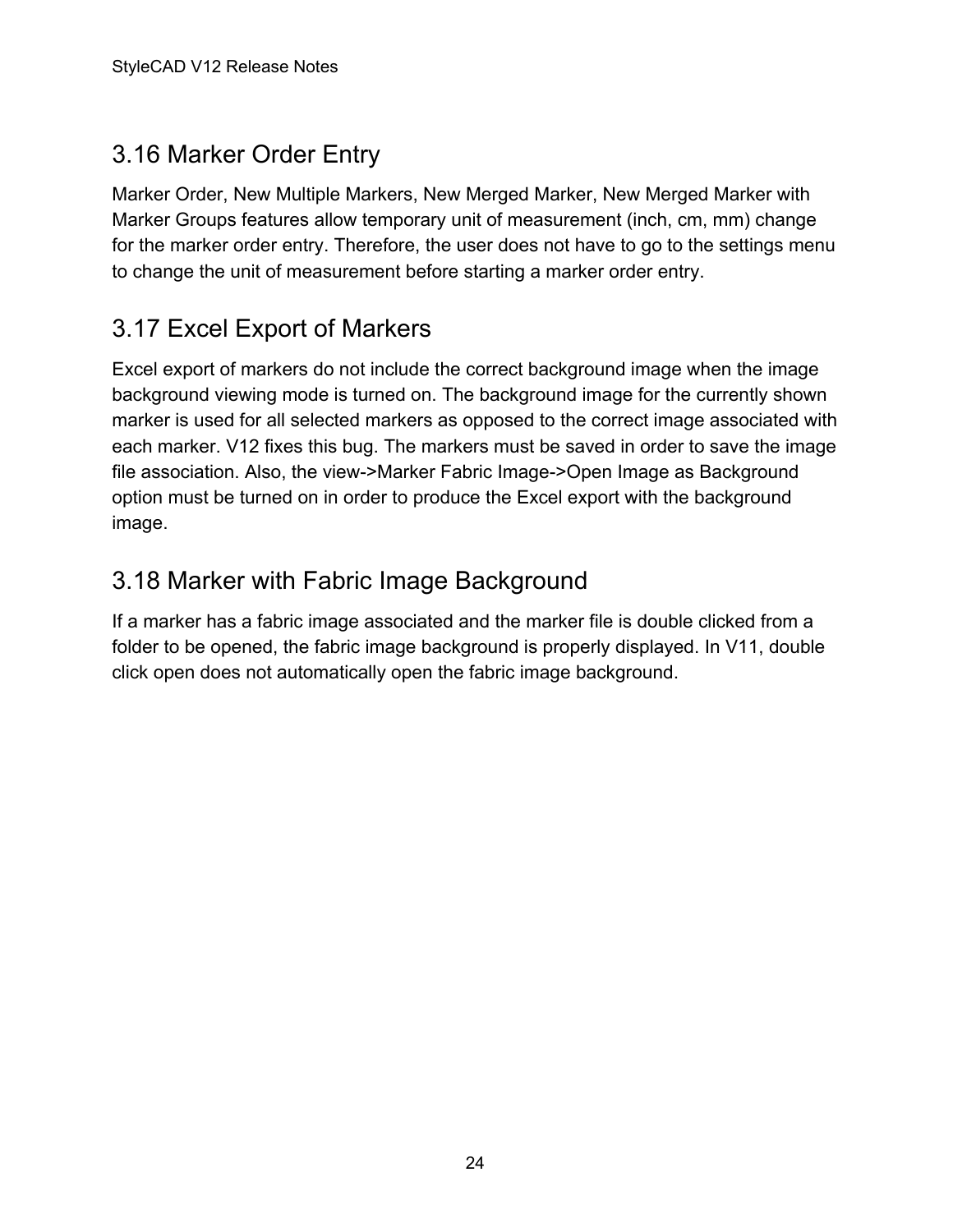## 3.16 Marker Order Entry

Marker Order, New Multiple Markers, New Merged Marker, New Merged Marker with Marker Groups features allow temporary unit of measurement (inch, cm, mm) change for the marker order entry. Therefore, the user does not have to go to the settings menu to change the unit of measurement before starting a marker order entry.

## 3.17 Excel Export of Markers

Excel export of markers do not include the correct background image when the image background viewing mode is turned on. The background image for the currently shown marker is used for all selected markers as opposed to the correct image associated with each marker. V12 fixes this bug. The markers must be saved in order to save the image file association. Also, the view->Marker Fabric Image->Open Image as Background option must be turned on in order to produce the Excel export with the background image.

## 3.18 Marker with Fabric Image Background

If a marker has a fabric image associated and the marker file is double clicked from a folder to be opened, the fabric image background is properly displayed. In V11, double click open does not automatically open the fabric image background.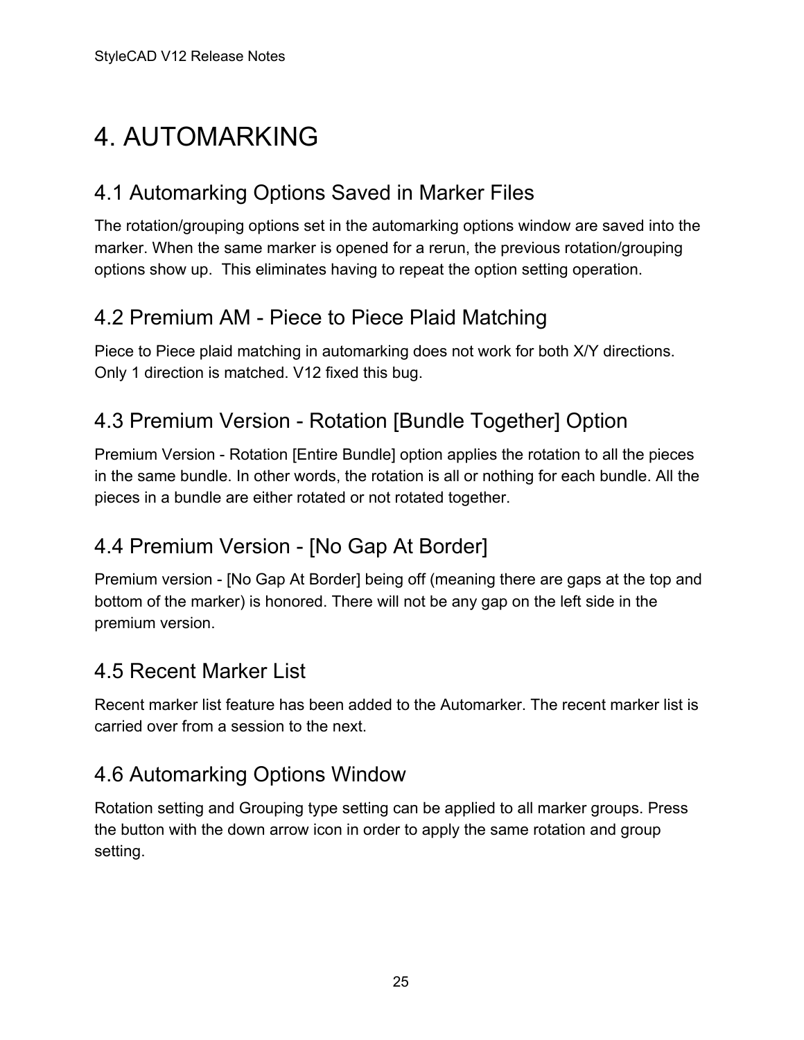# 4. AUTOMARKING

## 4.1 Automarking Options Saved in Marker Files

The rotation/grouping options set in the automarking options window are saved into the marker. When the same marker is opened for a rerun, the previous rotation/grouping options show up.  This eliminates having to repeat the option setting operation.

## 4.2 Premium AM - Piece to Piece Plaid Matching

Piece to Piece plaid matching in automarking does not work for both X/Y directions. Only 1 direction is matched. V12 fixed this bug.

## 4.3 Premium Version - Rotation [Bundle Together] Option

Premium Version - Rotation [Entire Bundle] option applies the rotation to all the pieces in the same bundle. In other words, the rotation is all or nothing for each bundle. All the pieces in a bundle are either rotated or not rotated together.

## 4.4 Premium Version - [No Gap At Border]

Premium version - [No Gap At Border] being off (meaning there are gaps at the top and bottom of the marker) is honored. There will not be any gap on the left side in the premium version.

## 4.5 Recent Marker List

Recent marker list feature has been added to the Automarker. The recent marker list is carried over from a session to the next.

## 4.6 Automarking Options Window

Rotation setting and Grouping type setting can be applied to all marker groups. Press the button with the down arrow icon in order to apply the same rotation and group setting.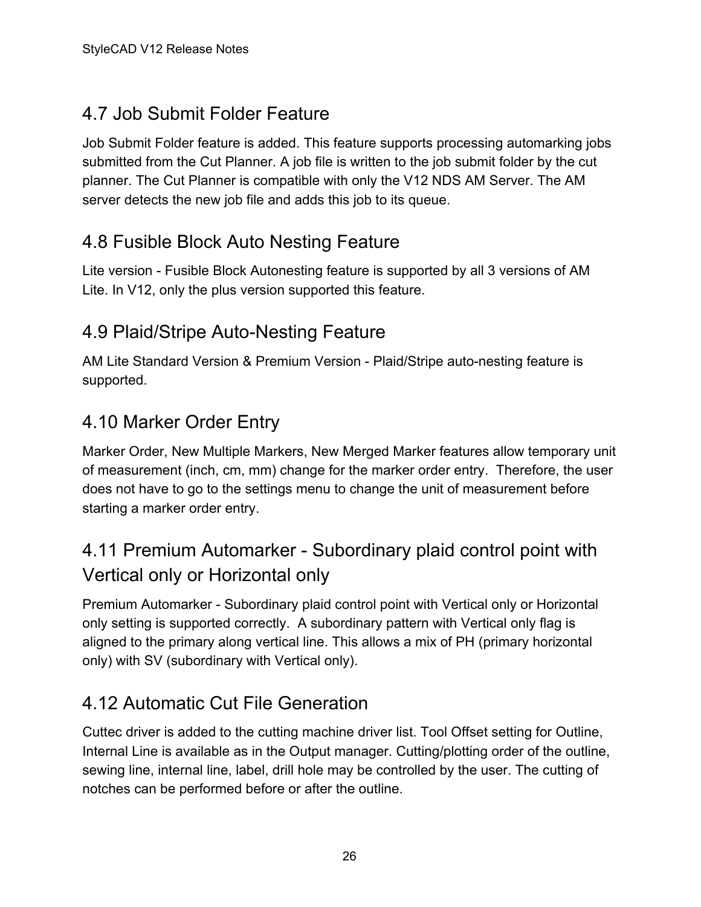## 4.7 Job Submit Folder Feature

Job Submit Folder feature is added. This feature supports processing automarking jobs submitted from the Cut Planner. A job file is written to the job submit folder by the cut planner. The Cut Planner is compatible with only the V12 NDS AM Server. The AM server detects the new job file and adds this job to its queue.

## 4.8 Fusible Block Auto Nesting Feature

Lite version - Fusible Block Autonesting feature is supported by all 3 versions of AM Lite. In V12, only the plus version supported this feature.

## 4.9 Plaid/Stripe Auto-Nesting Feature

AM Lite Standard Version & Premium Version - Plaid/Stripe auto-nesting feature is supported.

## 4.10 Marker Order Entry

Marker Order, New Multiple Markers, New Merged Marker features allow temporary unit of measurement (inch, cm, mm) change for the marker order entry. Therefore, the user does not have to go to the settings menu to change the unit of measurement before starting a marker order entry.

## 4.11 Premium Automarker - Subordinary plaid control point with Vertical only or Horizontal only

Premium Automarker - Subordinary plaid control point with Vertical only or Horizontal only setting is supported correctly. A subordinary pattern with Vertical only flag is aligned to the primary along vertical line. This allows a mix of PH (primary horizontal only) with SV (subordinary with Vertical only).

## 4.12 Automatic Cut File Generation

Cuttec driver is added to the cutting machine driver list. Tool Offset setting for Outline, Internal Line is available as in the Output manager. Cutting/plotting order of the outline, sewing line, internal line, label, drill hole may be controlled by the user. The cutting of notches can be performed before or after the outline.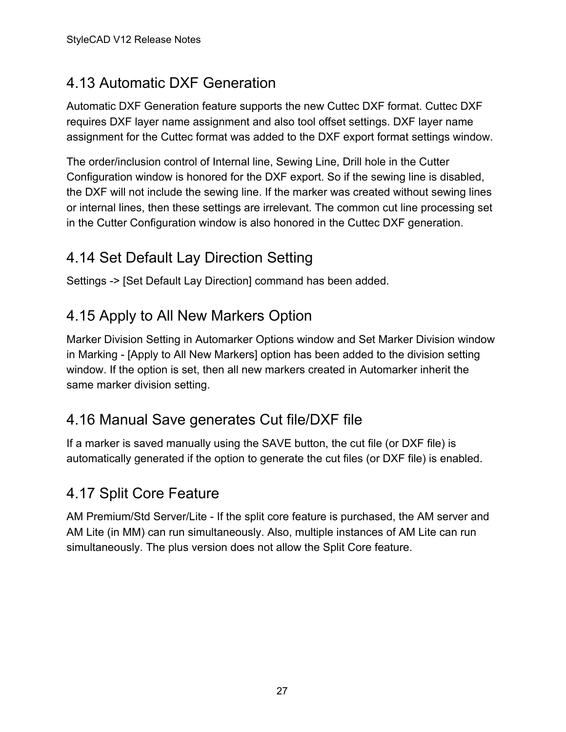## 4.13 Automatic DXF Generation

Automatic DXF Generation feature supports the new Cuttec DXF format. Cuttec DXF requires DXF layer name assignment and also tool offset settings. DXF layer name assignment for the Cuttec format was added to the DXF export format settings window.

The order/inclusion control of Internal line, Sewing Line, Drill hole in the Cutter Configuration window is honored for the DXF export. So if the sewing line is disabled, the DXF will not include the sewing line. If the marker was created without sewing lines or internal lines, then these settings are irrelevant. The common cut line processing set in the Cutter Configuration window is also honored in the Cuttec DXF generation.

## 4.14 Set Default Lay Direction Setting

Settings -> [Set Default Lay Direction] command has been added.

## 4.15 Apply to All New Markers Option

Marker Division Setting in Automarker Options window and Set Marker Division window in Marking - [Apply to All New Markers] option has been added to the division setting window. If the option is set, then all new markers created in Automarker inherit the same marker division setting.

## 4.16 Manual Save generates Cut file/DXF file

If a marker is saved manually using the SAVE button, the cut file (or DXF file) is automatically generated if the option to generate the cut files (or DXF file) is enabled.

## 4.17 Split Core Feature

AM Premium/Std Server/Lite - If the split core feature is purchased, the AM server and AM Lite (in MM) can run simultaneously. Also, multiple instances of AM Lite can run simultaneously. The plus version does not allow the Split Core feature.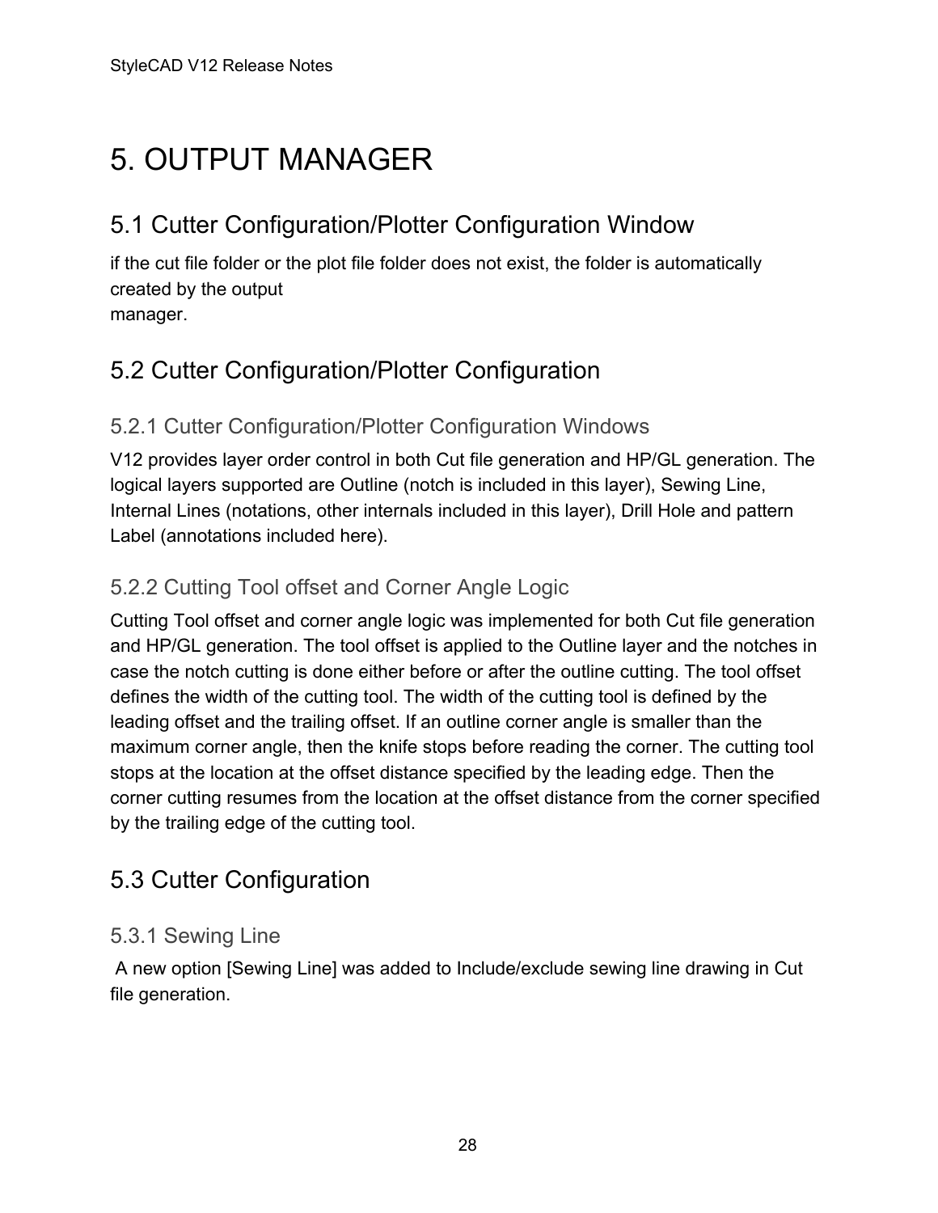# 5. OUTPUT MANAGER

## 5.1 Cutter Configuration/Plotter Configuration Window

if the cut file folder or the plot file folder does not exist, the folder is automatically created by the output manager.

## 5.2 Cutter Configuration/Plotter Configuration

### 5.2.1 Cutter Configuration/Plotter Configuration Windows

V12 provides layer order control in both Cut file generation and HP/GL generation. The logical layers supported are Outline (notch is included in this layer), Sewing Line, Internal Lines (notations, other internals included in this layer), Drill Hole and pattern Label (annotations included here).

### 5.2.2 Cutting Tool offset and Corner Angle Logic

Cutting Tool offset and corner angle logic was implemented for both Cut file generation and HP/GL generation. The tool offset is applied to the Outline layer and the notches in case the notch cutting is done either before or after the outline cutting. The tool offset defines the width of the cutting tool. The width of the cutting tool is defined by the leading offset and the trailing offset. If an outline corner angle is smaller than the maximum corner angle, then the knife stops before reading the corner. The cutting tool stops at the location at the offset distance specified by the leading edge. Then the corner cutting resumes from the location at the offset distance from the corner specified by the trailing edge of the cutting tool.

## 5.3 Cutter Configuration

### 5.3.1 Sewing Line

A new option [Sewing Line] was added to Include/exclude sewing line drawing in Cut file generation.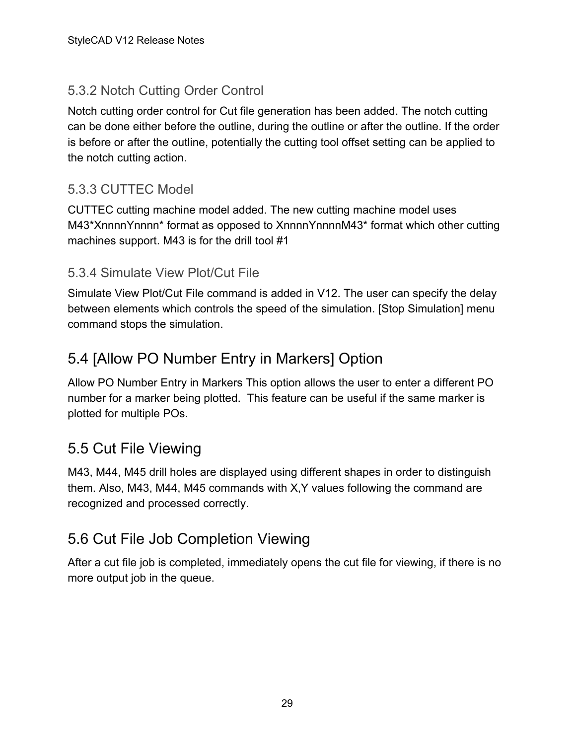### 5.3.2 Notch Cutting Order Control

Notch cutting order control for Cut file generation has been added. The notch cutting can be done either before the outline, during the outline or after the outline. If the order is before or after the outline, potentially the cutting tool offset setting can be applied to the notch cutting action.

### 5.3.3 CUTTEC Model

CUTTEC cutting machine model added. The new cutting machine model uses M43*XnnnnYnnnn* format as opposed to XnnnnYnnnnM43* format which other cutting machines support. M43 is for the drill tool #1

### 5.3.4 Simulate View Plot/Cut File

Simulate View Plot/Cut File command is added in V12. The user can specify the delay between elements which controls the speed of the simulation. [Stop Simulation] menu command stops the simulation.

## 5.4 [Allow PO Number Entry in Markers] Option

Allow PO Number Entry in Markers This option allows the user to enter a different PO number for a marker being plotted.  This feature can be useful if the same marker is plotted for multiple POs.

## 5.5 Cut File Viewing

M43, M44, M45 drill holes are displayed using different shapes in order to distinguish them. Also, M43, M44, M45 commands with X,Y values following the command are recognized and processed correctly.

## 5.6 Cut File Job Completion Viewing

After a cut file job is completed, immediately opens the cut file for viewing, if there is no more output job in the queue.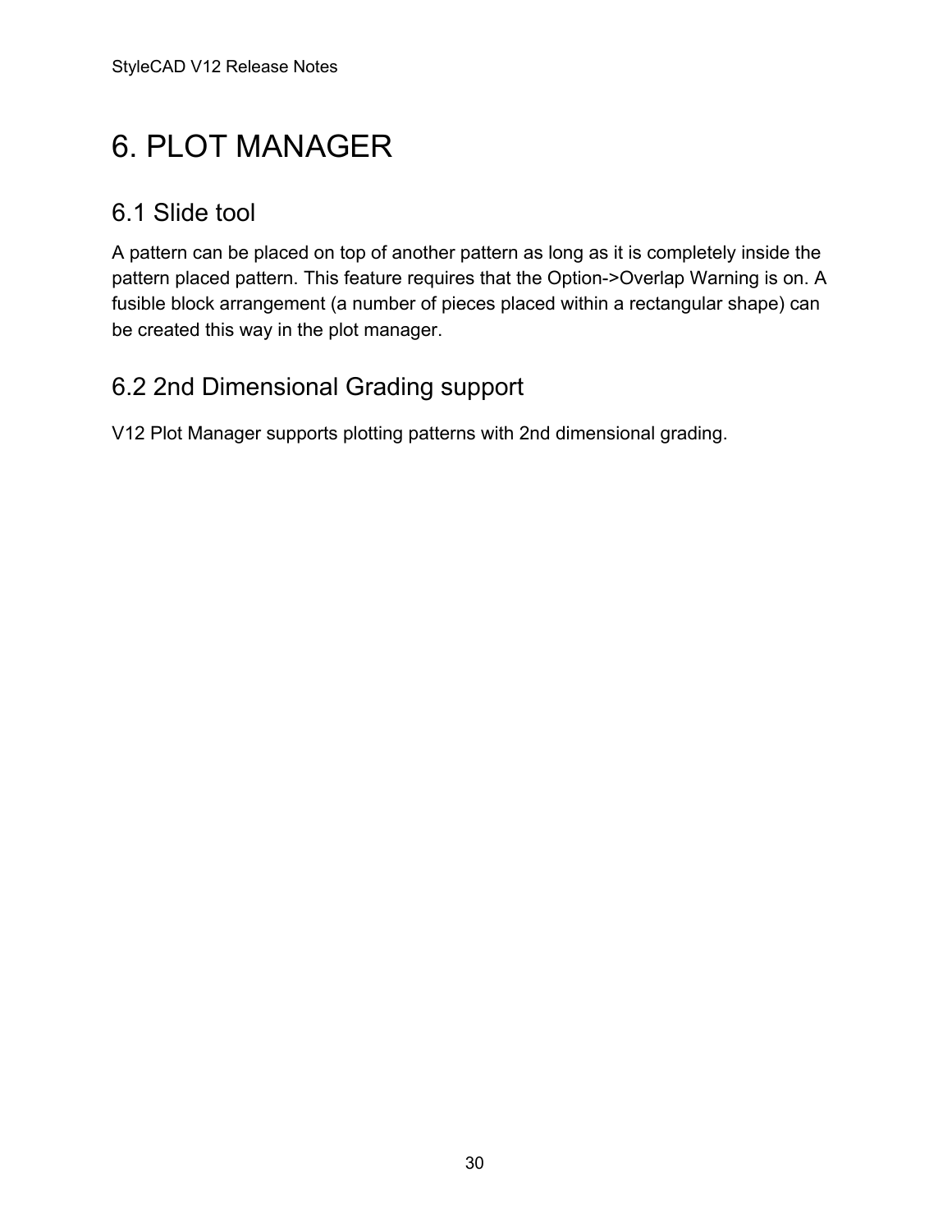# 6. PLOT MANAGER

## 6.1 Slide tool

A pattern can be placed on top of another pattern as long as it is completely inside the pattern placed pattern. This feature requires that the Option->Overlap Warning is on. A fusible block arrangement (a number of pieces placed within a rectangular shape) can be created this way in the plot manager.

## 6.2 2nd Dimensional Grading support

V12 Plot Manager supports plotting patterns with 2nd dimensional grading.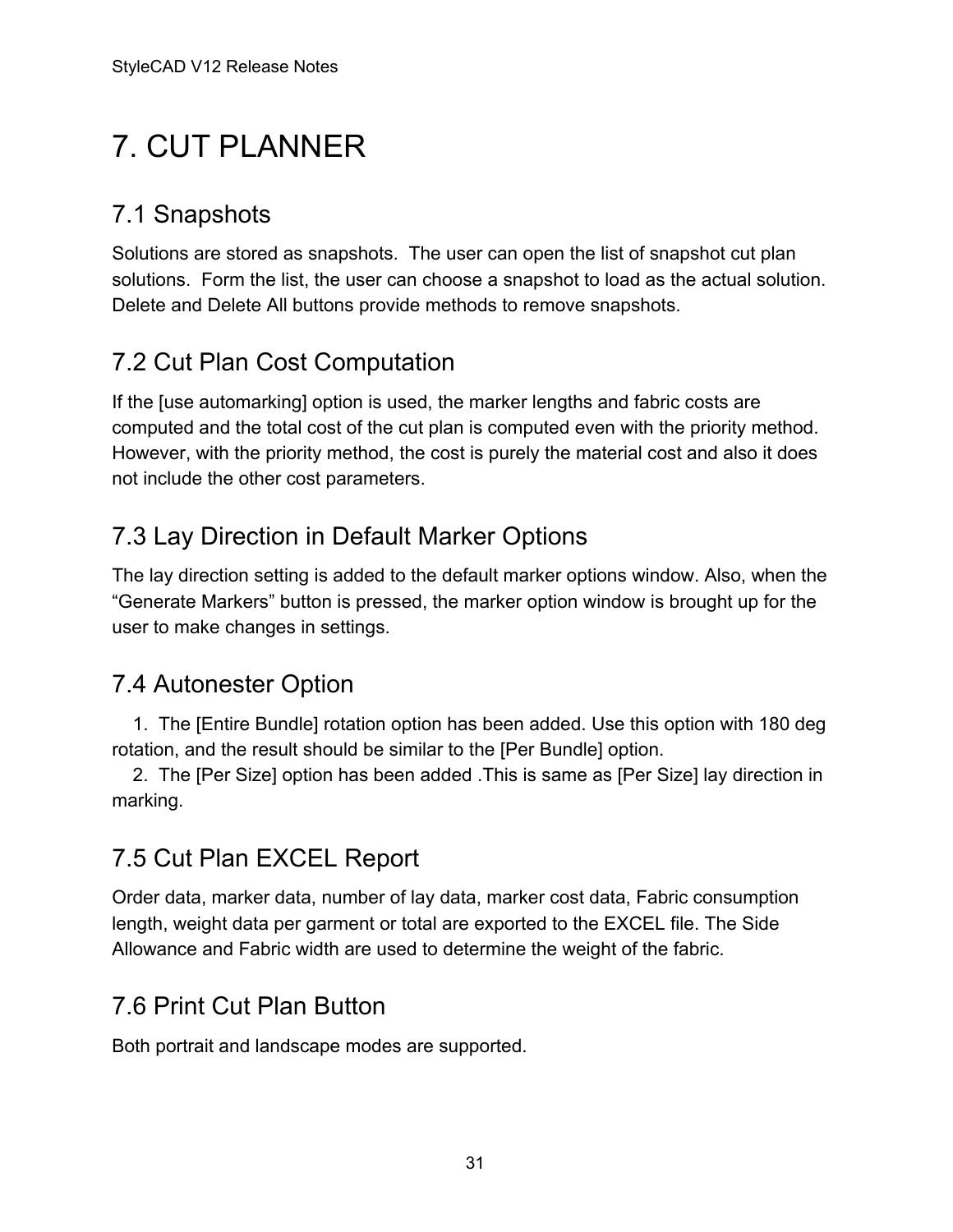# 7. CUT PLANNER

## 7.1 Snapshots

Solutions are stored as snapshots. The user can open the list of snapshot cut plan solutions. Form the list, the user can choose a snapshot to load as the actual solution. Delete and Delete All buttons provide methods to remove snapshots.

## 7.2 Cut Plan Cost Computation

If the [use automarking] option is used, the marker lengths and fabric costs are computed and the total cost of the cut plan is computed even with the priority method. However, with the priority method, the cost is purely the material cost and also it does not include the other cost parameters.

## 7.3 Lay Direction in Default Marker Options

The lay direction setting is added to the default marker options window. Also, when the "Generate Markers" button is pressed, the marker option window is brought up for the user to make changes in settings.

## 7.4 Autonester Option

1. The [Entire Bundle] rotation option has been added. Use this option with 180 deg rotation, and the result should be similar to the [Per Bundle] option.
2. The [Per Size] option has been added .This is same as [Per Size] lay direction in marking.

## 7.5 Cut Plan EXCEL Report

Order data, marker data, number of lay data, marker cost data, Fabric consumption length, weight data per garment or total are exported to the EXCEL file. The Side Allowance and Fabric width are used to determine the weight of the fabric.

## 7.6 Print Cut Plan Button

Both portrait and landscape modes are supported.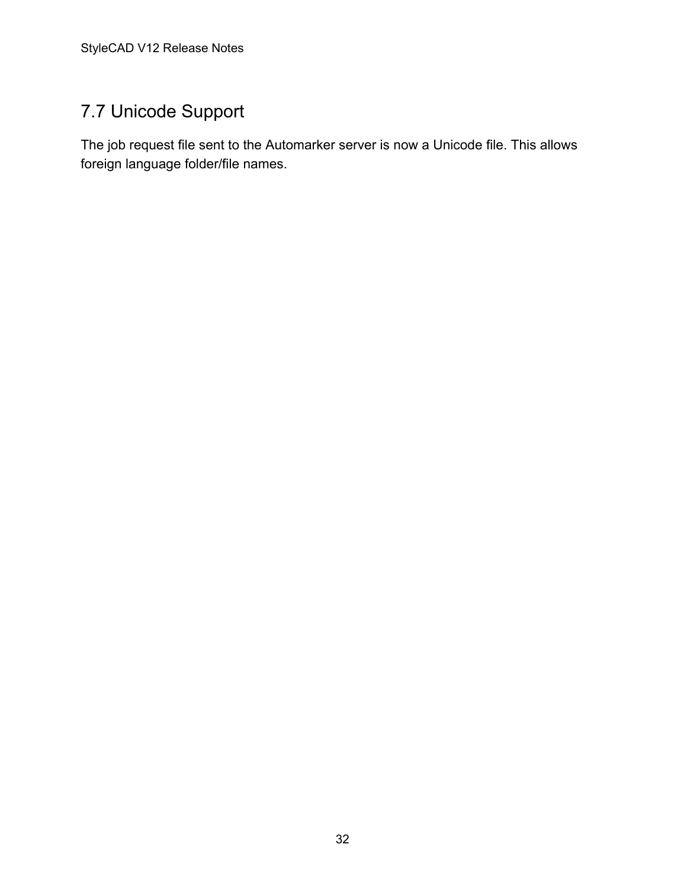## 7.7 Unicode Support

The job request file sent to the Automarker server is now a Unicode file. This allows foreign language folder/file names.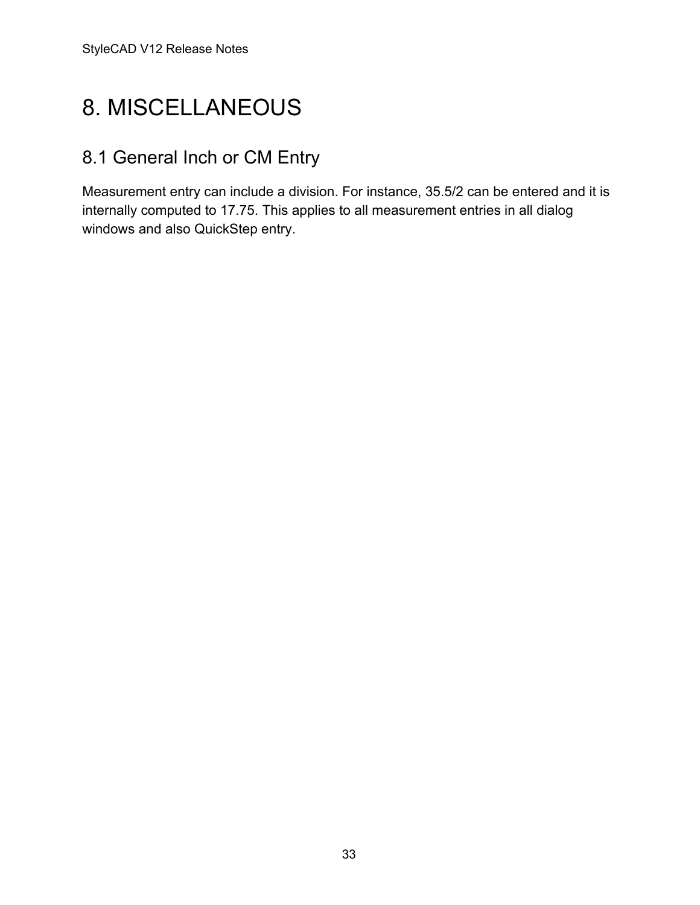# 8. MISCELLANEOUS

## 8.1 General Inch or CM Entry

Measurement entry can include a division. For instance, 35.5/2 can be entered and it is internally computed to 17.75. This applies to all measurement entries in all dialog windows and also QuickStep entry.